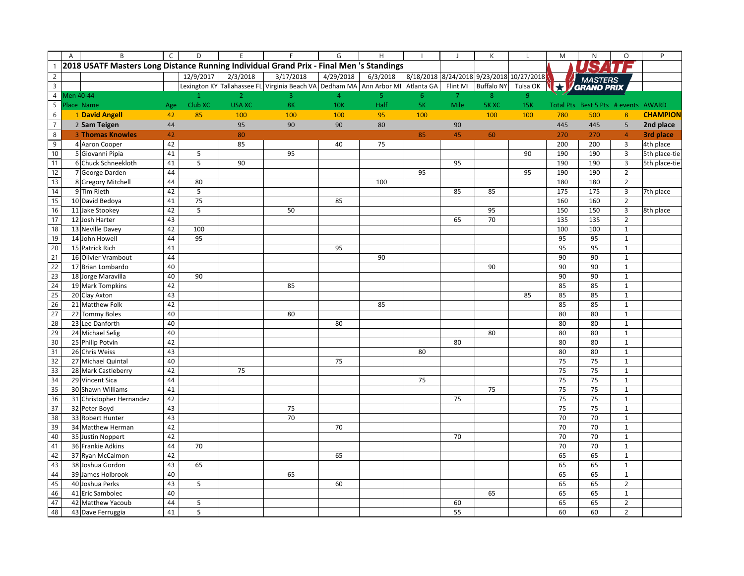# 2018 USATF Masters Long Distance Running Individual Grand Prix - Final Men 's Standings

| Place | Name | Age | 1 | 2 | 3 | 4 | 5 | 6 | 7 | 8 | 9 | Total Pts | Best 5 Pts | # events | AWARD |
|---|---|---|---|---|---|---|---|---|---|---|---|---|---|---|---|
| | | | 12/9/2017 | 2/3/2018 | 3/17/2018 | 4/29/2018 | 6/3/2018 | 8/18/2018 | 8/24/2018 | 9/23/2018 | 10/27/2018 | | | | |
| | | | Lexington KY | Tallahassee FL | Virginia Beach VA | Dedham MA | Ann Arbor MI | Atlanta GA | Flint MI | Buffalo NY | Tulsa OK | | | | |
| Men 40-44 | | | | | | | | | | | | | | | |
| | | | Club XC | USA XC | 8K | 10K | Half | 5K | Mile | 5K XC | 15K | | | | |
| 1 | **David Angell** | 42 | 85 | 100 | 100 | 100 | 95 | 100 | | 100 | 100 | 780 | 500 | 8 | **CHAMPION** |
| 2 | **Sam Teigen** | 44 | | 95 | 90 | 90 | 80 | | 90 | | | 445 | 445 | 5 | **2nd place** |
| 3 | **Thomas Knowles** | 42 | | 80 | | | | 85 | 45 | 60 | | 270 | 270 | 4 | **3rd place** |
| 4 | Aaron Cooper | 42 | | 85 | | 40 | 75 | | | | | 200 | 200 | 3 | 4th place |
| 5 | Giovanni Pipia | 41 | 5 | | 95 | | | | | | 90 | 190 | 190 | 3 | 5th place-tie |
| 6 | Chuck Schneekloth | 41 | 5 | 90 | | | | | 95 | | | 190 | 190 | 3 | 5th place-tie |
| 7 | George Darden | 44 | | | | | | 95 | | | 95 | 190 | 190 | 2 | |
| 8 | Gregory Mitchell | 44 | 80 | | | | 100 | | | | | 180 | 180 | 2 | |
| 9 | Tim Rieth | 42 | 5 | | | | | | 85 | 85 | | 175 | 175 | 3 | 7th place |
| 10 | David Bedoya | 41 | 75 | | | 85 | | | | | | 160 | 160 | 2 | |
| 11 | Jake Stookey | 42 | 5 | | 50 | | | | | 95 | | 150 | 150 | 3 | 8th place |
| 12 | Josh Harter | 43 | | | | | | | 65 | 70 | | 135 | 135 | 2 | |
| 13 | Neville Davey | 42 | 100 | | | | | | | | | 100 | 100 | 1 | |
| 14 | John Howell | 44 | 95 | | | | | | | | | 95 | 95 | 1 | |
| 15 | Patrick Rich | 41 | | | | 95 | | | | | | 95 | 95 | 1 | |
| 16 | Olivier Vrambout | 44 | | | | | 90 | | | | | 90 | 90 | 1 | |
| 17 | Brian Lombardo | 40 | | | | | | | | 90 | | 90 | 90 | 1 | |
| 18 | Jorge Maravilla | 40 | 90 | | | | | | | | | 90 | 90 | 1 | |
| 19 | Mark Tompkins | 42 | | | 85 | | | | | | | 85 | 85 | 1 | |
| 20 | Clay Axton | 43 | | | | | | | | | 85 | 85 | 85 | 1 | |
| 21 | Matthew Folk | 42 | | | | | 85 | | | | | 85 | 85 | 1 | |
| 22 | Tommy Boles | 40 | | | 80 | | | | | | | 80 | 80 | 1 | |
| 23 | Lee Danforth | 40 | | | | 80 | | | | | | 80 | 80 | 1 | |
| 24 | Michael Selig | 40 | | | | | | | | 80 | | 80 | 80 | 1 | |
| 25 | Philip Potvin | 42 | | | | | | | 80 | | | 80 | 80 | 1 | |
| 26 | Chris Weiss | 43 | | | | | | 80 | | | | 80 | 80 | 1 | |
| 27 | Michael Quintal | 40 | | | | 75 | | | | | | 75 | 75 | 1 | |
| 28 | Mark Castleberry | 42 | | 75 | | | | | | | | 75 | 75 | 1 | |
| 29 | Vincent Sica | 44 | | | | | | 75 | | | | 75 | 75 | 1 | |
| 30 | Shawn Williams | 41 | | | | | | | | 75 | | 75 | 75 | 1 | |
| 31 | Christopher Hernandez | 42 | | | | | | | 75 | | | 75 | 75 | 1 | |
| 32 | Peter Boyd | 43 | | | 75 | | | | | | | 75 | 75 | 1 | |
| 33 | Robert Hunter | 43 | | | 70 | | | | | | | 70 | 70 | 1 | |
| 34 | Matthew Herman | 42 | | | | 70 | | | | | | 70 | 70 | 1 | |
| 35 | Justin Noppert | 42 | | | | | | | 70 | | | 70 | 70 | 1 | |
| 36 | Frankie Adkins | 44 | 70 | | | | | | | | | 70 | 70 | 1 | |
| 37 | Ryan McCalmon | 42 | | | | 65 | | | | | | 65 | 65 | 1 | |
| 38 | Joshua Gordon | 43 | 65 | | | | | | | | | 65 | 65 | 1 | |
| 39 | James Holbrook | 40 | | | 65 | | | | | | | 65 | 65 | 1 | |
| 40 | Joshua Perks | 43 | 5 | | | 60 | | | | | | 65 | 65 | 2 | |
| 41 | Eric Sambolec | 40 | | | | | | | | 65 | | 65 | 65 | 1 | |
| 42 | Matthew Yacoub | 44 | 5 | | | | | | 60 | | | 65 | 65 | 2 | |
| 43 | Dave Ferruggia | 41 | 5 | | | | | | 55 | | | 60 | 60 | 2 | |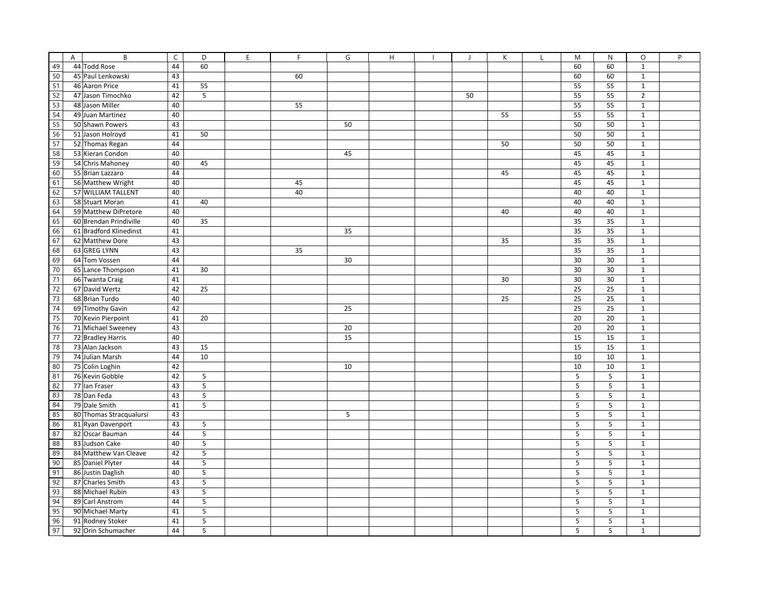| | A | B | C | D | E | F | G | H | I | J | K | L | M | N | O | P |
|---|---|---|---|---|---|---|---|---|---|---|---|---|---|---|---|---|
| 49 | 44 | Todd Rose | 44 | 60 | | | | | | | | | 60 | 60 | 1 | |
| 50 | 45 | Paul Lenkowski | 43 | | | 60 | | | | | | | 60 | 60 | 1 | |
| 51 | 46 | Aaron Price | 41 | 55 | | | | | | | | | 55 | 55 | 1 | |
| 52 | 47 | Jason Timochko | 42 | 5 | | | | | | 50 | | | 55 | 55 | 2 | |
| 53 | 48 | Jason Miller | 40 | | | 55 | | | | | | | 55 | 55 | 1 | |
| 54 | 49 | Juan Martinez | 40 | | | | | | | | 55 | | 55 | 55 | 1 | |
| 55 | 50 | Shawn Powers | 43 | | | | 50 | | | | | | 50 | 50 | 1 | |
| 56 | 51 | Jason Holroyd | 41 | 50 | | | | | | | | | 50 | 50 | 1 | |
| 57 | 52 | Thomas Regan | 44 | | | | | | | | 50 | | 50 | 50 | 1 | |
| 58 | 53 | Kieran Condon | 40 | | | | 45 | | | | | | 45 | 45 | 1 | |
| 59 | 54 | Chris Mahoney | 40 | 45 | | | | | | | | | 45 | 45 | 1 | |
| 60 | 55 | Brian Lazzaro | 44 | | | | | | | | 45 | | 45 | 45 | 1 | |
| 61 | 56 | Matthew Wright | 40 | | | 45 | | | | | | | 45 | 45 | 1 | |
| 62 | 57 | WILLIAM TALLENT | 40 | | | 40 | | | | | | | 40 | 40 | 1 | |
| 63 | 58 | Stuart Moran | 41 | 40 | | | | | | | | | 40 | 40 | 1 | |
| 64 | 59 | Matthew DiPretore | 40 | | | | | | | | 40 | | 40 | 40 | 1 | |
| 65 | 60 | Brendan Prindiville | 40 | 35 | | | | | | | | | 35 | 35 | 1 | |
| 66 | 61 | Bradford Klinedinst | 41 | | | | 35 | | | | | | 35 | 35 | 1 | |
| 67 | 62 | Matthew Dore | 43 | | | | | | | | 35 | | 35 | 35 | 1 | |
| 68 | 63 | GREG LYNN | 43 | | | 35 | | | | | | | 35 | 35 | 1 | |
| 69 | 64 | Tom Vossen | 44 | | | | 30 | | | | | | 30 | 30 | 1 | |
| 70 | 65 | Lance Thompson | 41 | 30 | | | | | | | | | 30 | 30 | 1 | |
| 71 | 66 | Twanta Craig | 41 | | | | | | | | 30 | | 30 | 30 | 1 | |
| 72 | 67 | David Wertz | 42 | 25 | | | | | | | | | 25 | 25 | 1 | |
| 73 | 68 | Brian Turdo | 40 | | | | | | | | 25 | | 25 | 25 | 1 | |
| 74 | 69 | Timothy Gavin | 42 | | | | 25 | | | | | | 25 | 25 | 1 | |
| 75 | 70 | Kevin Pierpoint | 41 | 20 | | | | | | | | | 20 | 20 | 1 | |
| 76 | 71 | Michael Sweeney | 43 | | | | 20 | | | | | | 20 | 20 | 1 | |
| 77 | 72 | Bradley Harris | 40 | | | | 15 | | | | | | 15 | 15 | 1 | |
| 78 | 73 | Alan Jackson | 43 | 15 | | | | | | | | | 15 | 15 | 1 | |
| 79 | 74 | Julian Marsh | 44 | 10 | | | | | | | | | 10 | 10 | 1 | |
| 80 | 75 | Colin Loghin | 42 | | | | 10 | | | | | | 10 | 10 | 1 | |
| 81 | 76 | Kevin Gobble | 42 | 5 | | | | | | | | | 5 | 5 | 1 | |
| 82 | 77 | Ian Fraser | 43 | 5 | | | | | | | | | 5 | 5 | 1 | |
| 83 | 78 | Dan Feda | 43 | 5 | | | | | | | | | 5 | 5 | 1 | |
| 84 | 79 | Dale Smith | 41 | 5 | | | | | | | | | 5 | 5 | 1 | |
| 85 | 80 | Thomas Stracqualursi | 43 | | | | 5 | | | | | | 5 | 5 | 1 | |
| 86 | 81 | Ryan Davenport | 43 | 5 | | | | | | | | | 5 | 5 | 1 | |
| 87 | 82 | Oscar Bauman | 44 | 5 | | | | | | | | | 5 | 5 | 1 | |
| 88 | 83 | Judson Cake | 40 | 5 | | | | | | | | | 5 | 5 | 1 | |
| 89 | 84 | Matthew Van Cleave | 42 | 5 | | | | | | | | | 5 | 5 | 1 | |
| 90 | 85 | Daniel Plyter | 44 | 5 | | | | | | | | | 5 | 5 | 1 | |
| 91 | 86 | Justin Daglish | 40 | 5 | | | | | | | | | 5 | 5 | 1 | |
| 92 | 87 | Charles Smith | 43 | 5 | | | | | | | | | 5 | 5 | 1 | |
| 93 | 88 | Michael Rubin | 43 | 5 | | | | | | | | | 5 | 5 | 1 | |
| 94 | 89 | Carl Anstrom | 44 | 5 | | | | | | | | | 5 | 5 | 1 | |
| 95 | 90 | Michael Marty | 41 | 5 | | | | | | | | | 5 | 5 | 1 | |
| 96 | 91 | Rodney Stoker | 41 | 5 | | | | | | | | | 5 | 5 | 1 | |
| 97 | 92 | Orin Schumacher | 44 | 5 | | | | | | | | | 5 | 5 | 1 | |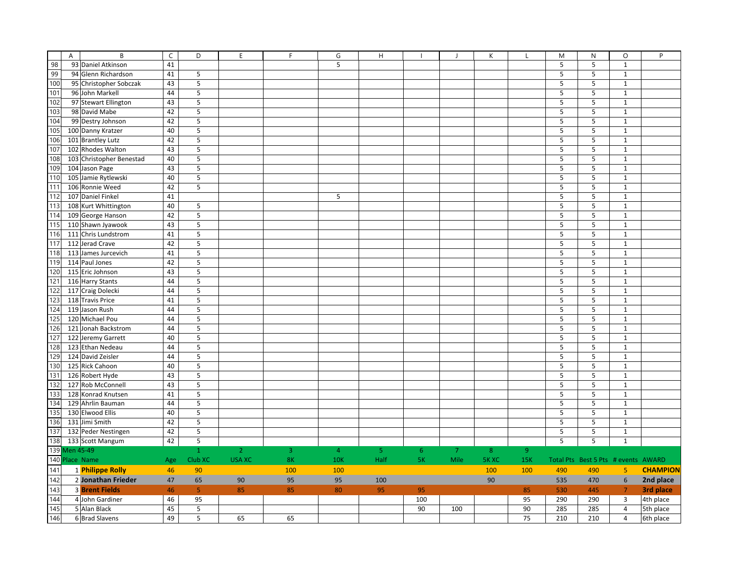| Place | Name | Age | D | E | F | G | H | I | J | K | L | M | N | O | P |
|---|---|---|---|---|---|---|---|---|---|---|---|---|---|---|---|
| 93 | Daniel Atkinson | 41 | | | | 5 | | | | | | 5 | 5 | 1 | |
| 94 | Glenn Richardson | 41 | 5 | | | | | | | | | 5 | 5 | 1 | |
| 95 | Christopher Sobczak | 43 | 5 | | | | | | | | | 5 | 5 | 1 | |
| 96 | John Markell | 44 | 5 | | | | | | | | | 5 | 5 | 1 | |
| 97 | Stewart Ellington | 43 | 5 | | | | | | | | | 5 | 5 | 1 | |
| 98 | David Mabe | 42 | 5 | | | | | | | | | 5 | 5 | 1 | |
| 99 | Destry Johnson | 42 | 5 | | | | | | | | | 5 | 5 | 1 | |
| 100 | Danny Kratzer | 40 | 5 | | | | | | | | | 5 | 5 | 1 | |
| 101 | Brantley Lutz | 42 | 5 | | | | | | | | | 5 | 5 | 1 | |
| 102 | Rhodes Walton | 43 | 5 | | | | | | | | | 5 | 5 | 1 | |
| 103 | Christopher Benestad | 40 | 5 | | | | | | | | | 5 | 5 | 1 | |
| 104 | Jason Page | 43 | 5 | | | | | | | | | 5 | 5 | 1 | |
| 105 | Jamie Rytlewski | 40 | 5 | | | | | | | | | 5 | 5 | 1 | |
| 106 | Ronnie Weed | 42 | 5 | | | | | | | | | 5 | 5 | 1 | |
| 107 | Daniel Finkel | 41 | | | | 5 | | | | | | 5 | 5 | 1 | |
| 108 | Kurt Whittington | 40 | 5 | | | | | | | | | 5 | 5 | 1 | |
| 109 | George Hanson | 42 | 5 | | | | | | | | | 5 | 5 | 1 | |
| 110 | Shawn Jyawook | 43 | 5 | | | | | | | | | 5 | 5 | 1 | |
| 111 | Chris Lundstrom | 41 | 5 | | | | | | | | | 5 | 5 | 1 | |
| 112 | Jerad Crave | 42 | 5 | | | | | | | | | 5 | 5 | 1 | |
| 113 | James Jurcevich | 41 | 5 | | | | | | | | | 5 | 5 | 1 | |
| 114 | Paul Jones | 42 | 5 | | | | | | | | | 5 | 5 | 1 | |
| 115 | Eric Johnson | 43 | 5 | | | | | | | | | 5 | 5 | 1 | |
| 116 | Harry Stants | 44 | 5 | | | | | | | | | 5 | 5 | 1 | |
| 117 | Craig Dolecki | 44 | 5 | | | | | | | | | 5 | 5 | 1 | |
| 118 | Travis Price | 41 | 5 | | | | | | | | | 5 | 5 | 1 | |
| 119 | Jason Rush | 44 | 5 | | | | | | | | | 5 | 5 | 1 | |
| 120 | Michael Pou | 44 | 5 | | | | | | | | | 5 | 5 | 1 | |
| 121 | Jonah Backstrom | 44 | 5 | | | | | | | | | 5 | 5 | 1 | |
| 122 | Jeremy Garrett | 40 | 5 | | | | | | | | | 5 | 5 | 1 | |
| 123 | Ethan Nedeau | 44 | 5 | | | | | | | | | 5 | 5 | 1 | |
| 124 | David Zeisler | 44 | 5 | | | | | | | | | 5 | 5 | 1 | |
| 125 | Rick Cahoon | 40 | 5 | | | | | | | | | 5 | 5 | 1 | |
| 126 | Robert Hyde | 43 | 5 | | | | | | | | | 5 | 5 | 1 | |
| 127 | Rob McConnell | 43 | 5 | | | | | | | | | 5 | 5 | 1 | |
| 128 | Konrad Knutsen | 41 | 5 | | | | | | | | | 5 | 5 | 1 | |
| 129 | Ahrlin Bauman | 44 | 5 | | | | | | | | | 5 | 5 | 1 | |
| 130 | Elwood Ellis | 40 | 5 | | | | | | | | | 5 | 5 | 1 | |
| 131 | Jimi Smith | 42 | 5 | | | | | | | | | 5 | 5 | 1 | |
| 132 | Peder Nestingen | 42 | 5 | | | | | | | | | 5 | 5 | 1 | |
| 133 | Scott Mangum | 42 | 5 | | | | | | | | | 5 | 5 | 1 | |

## Men 45-49

| | | | 1 | 2 | 3 | 4 | 5 | 6 | 7 | 8 | 9 | | | | |
|---|---|---|---|---|---|---|---|---|---|---|---|---|---|---|---|
| Place | Name | Age | Club XC | USA XC | 8K | 10K | Half | 5K | Mile | 5K XC | 15K | Total Pts | Best 5 Pts | # events | AWARD |
| 1 | **Philippe Rolly** | 46 | 90 | | 100 | 100 | | | | 100 | 100 | 490 | 490 | 5 | **CHAMPION** |
| 2 | **Jonathan Frieder** | 47 | 65 | 90 | 95 | 95 | 100 | | | 90 | | 535 | 470 | 6 | **2nd place** |
| 3 | **Brent Fields** | 46 | 5 | 85 | 85 | 80 | 95 | 95 | | | 85 | 530 | 445 | 7 | **3rd place** |
| 4 | John Gardiner | 46 | 95 | | | | | 100 | | | 95 | 290 | 290 | 3 | 4th place |
| 5 | Alan Black | 45 | 5 | | | | | 90 | 100 | | 90 | 285 | 285 | 4 | 5th place |
| 6 | Brad Slavens | 49 | 5 | 65 | 65 | | | | | | 75 | 210 | 210 | 4 | 6th place |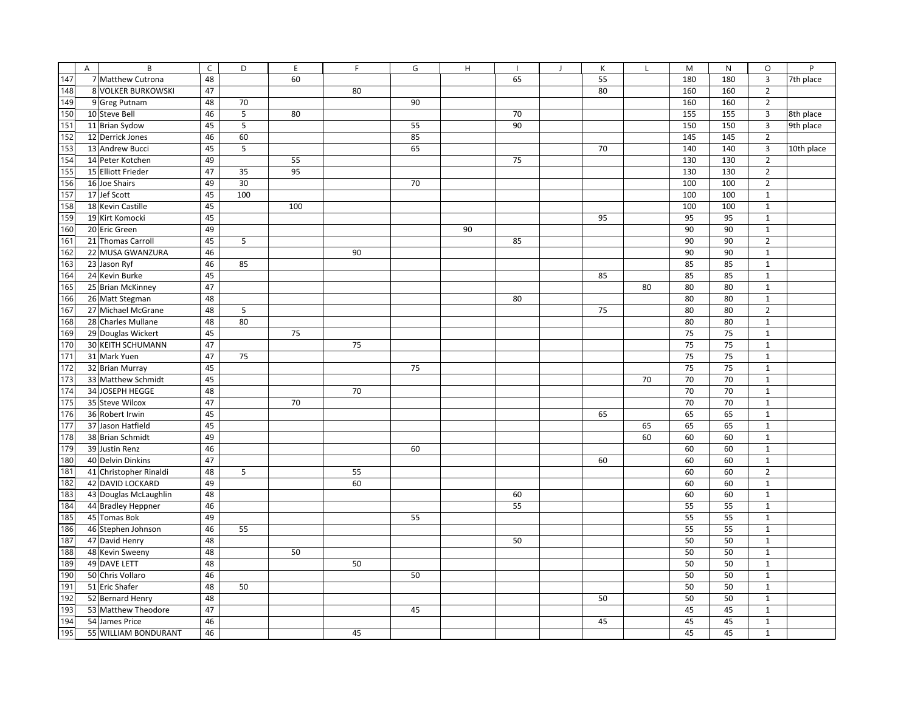| | A | B | C | D | E | F | G | H | I | J | K | L | M | N | O | P |
|---|---|---|---|---|---|---|---|---|---|---|---|---|---|---|---|---|
| 147 | 7 | Matthew Cutrona | 48 | | 60 | | | | 65 | | 55 | | 180 | 180 | 3 | 7th place |
| 148 | 8 | VOLKER BURKOWSKI | 47 | | | 80 | | | | | 80 | | 160 | 160 | 2 | |
| 149 | 9 | Greg Putnam | 48 | 70 | | | 90 | | | | | | 160 | 160 | 2 | |
| 150 | 10 | Steve Bell | 46 | 5 | 80 | | | | 70 | | | | 155 | 155 | 3 | 8th place |
| 151 | 11 | Brian Sydow | 45 | 5 | | | 55 | | 90 | | | | 150 | 150 | 3 | 9th place |
| 152 | 12 | Derrick Jones | 46 | 60 | | | 85 | | | | | | 145 | 145 | 2 | |
| 153 | 13 | Andrew Bucci | 45 | 5 | | | 65 | | | | 70 | | 140 | 140 | 3 | 10th place |
| 154 | 14 | Peter Kotchen | 49 | | 55 | | | | 75 | | | | 130 | 130 | 2 | |
| 155 | 15 | Elliott Frieder | 47 | 35 | 95 | | | | | | | | 130 | 130 | 2 | |
| 156 | 16 | Joe Shairs | 49 | 30 | | | 70 | | | | | | 100 | 100 | 2 | |
| 157 | 17 | Jef Scott | 45 | 100 | | | | | | | | | 100 | 100 | 1 | |
| 158 | 18 | Kevin Castille | 45 | | 100 | | | | | | | | 100 | 100 | 1 | |
| 159 | 19 | Kirt Komocki | 45 | | | | | | | | 95 | | 95 | 95 | 1 | |
| 160 | 20 | Eric Green | 49 | | | | | 90 | | | | | 90 | 90 | 1 | |
| 161 | 21 | Thomas Carroll | 45 | 5 | | | | | 85 | | | | 90 | 90 | 2 | |
| 162 | 22 | MUSA GWANZURA | 46 | | | 90 | | | | | | | 90 | 90 | 1 | |
| 163 | 23 | Jason Ryf | 46 | 85 | | | | | | | | | 85 | 85 | 1 | |
| 164 | 24 | Kevin Burke | 45 | | | | | | | | 85 | | 85 | 85 | 1 | |
| 165 | 25 | Brian McKinney | 47 | | | | | | | | | 80 | 80 | 80 | 1 | |
| 166 | 26 | Matt Stegman | 48 | | | | | | 80 | | | | 80 | 80 | 1 | |
| 167 | 27 | Michael McGrane | 48 | 5 | | | | | | | 75 | | 80 | 80 | 2 | |
| 168 | 28 | Charles Mullane | 48 | 80 | | | | | | | | | 80 | 80 | 1 | |
| 169 | 29 | Douglas Wickert | 45 | | 75 | | | | | | | | 75 | 75 | 1 | |
| 170 | 30 | KEITH SCHUMANN | 47 | | | 75 | | | | | | | 75 | 75 | 1 | |
| 171 | 31 | Mark Yuen | 47 | 75 | | | | | | | | | 75 | 75 | 1 | |
| 172 | 32 | Brian Murray | 45 | | | | 75 | | | | | | 75 | 75 | 1 | |
| 173 | 33 | Matthew Schmidt | 45 | | | | | | | | | 70 | 70 | 70 | 1 | |
| 174 | 34 | JOSEPH HEGGE | 48 | | | 70 | | | | | | | 70 | 70 | 1 | |
| 175 | 35 | Steve Wilcox | 47 | | 70 | | | | | | | | 70 | 70 | 1 | |
| 176 | 36 | Robert Irwin | 45 | | | | | | | | 65 | | 65 | 65 | 1 | |
| 177 | 37 | Jason Hatfield | 45 | | | | | | | | | 65 | 65 | 65 | 1 | |
| 178 | 38 | Brian Schmidt | 49 | | | | | | | | | 60 | 60 | 60 | 1 | |
| 179 | 39 | Justin Renz | 46 | | | | 60 | | | | | | 60 | 60 | 1 | |
| 180 | 40 | Delvin Dinkins | 47 | | | | | | | | 60 | | 60 | 60 | 1 | |
| 181 | 41 | Christopher Rinaldi | 48 | 5 | | 55 | | | | | | | 60 | 60 | 2 | |
| 182 | 42 | DAVID LOCKARD | 49 | | | 60 | | | | | | | 60 | 60 | 1 | |
| 183 | 43 | Douglas McLaughlin | 48 | | | | | | 60 | | | | 60 | 60 | 1 | |
| 184 | 44 | Bradley Heppner | 46 | | | | | | 55 | | | | 55 | 55 | 1 | |
| 185 | 45 | Tomas Bok | 49 | | | | 55 | | | | | | 55 | 55 | 1 | |
| 186 | 46 | Stephen Johnson | 46 | 55 | | | | | | | | | 55 | 55 | 1 | |
| 187 | 47 | David Henry | 48 | | | | | | 50 | | | | 50 | 50 | 1 | |
| 188 | 48 | Kevin Sweeny | 48 | | 50 | | | | | | | | 50 | 50 | 1 | |
| 189 | 49 | DAVE LETT | 48 | | | 50 | | | | | | | 50 | 50 | 1 | |
| 190 | 50 | Chris Vollaro | 46 | | | | 50 | | | | | | 50 | 50 | 1 | |
| 191 | 51 | Eric Shafer | 48 | 50 | | | | | | | | | 50 | 50 | 1 | |
| 192 | 52 | Bernard Henry | 48 | | | | | | | | 50 | | 50 | 50 | 1 | |
| 193 | 53 | Matthew Theodore | 47 | | | | 45 | | | | | | 45 | 45 | 1 | |
| 194 | 54 | James Price | 46 | | | | | | | | 45 | | 45 | 45 | 1 | |
| 195 | 55 | WILLIAM BONDURANT | 46 | | | 45 | | | | | | | 45 | 45 | 1 | |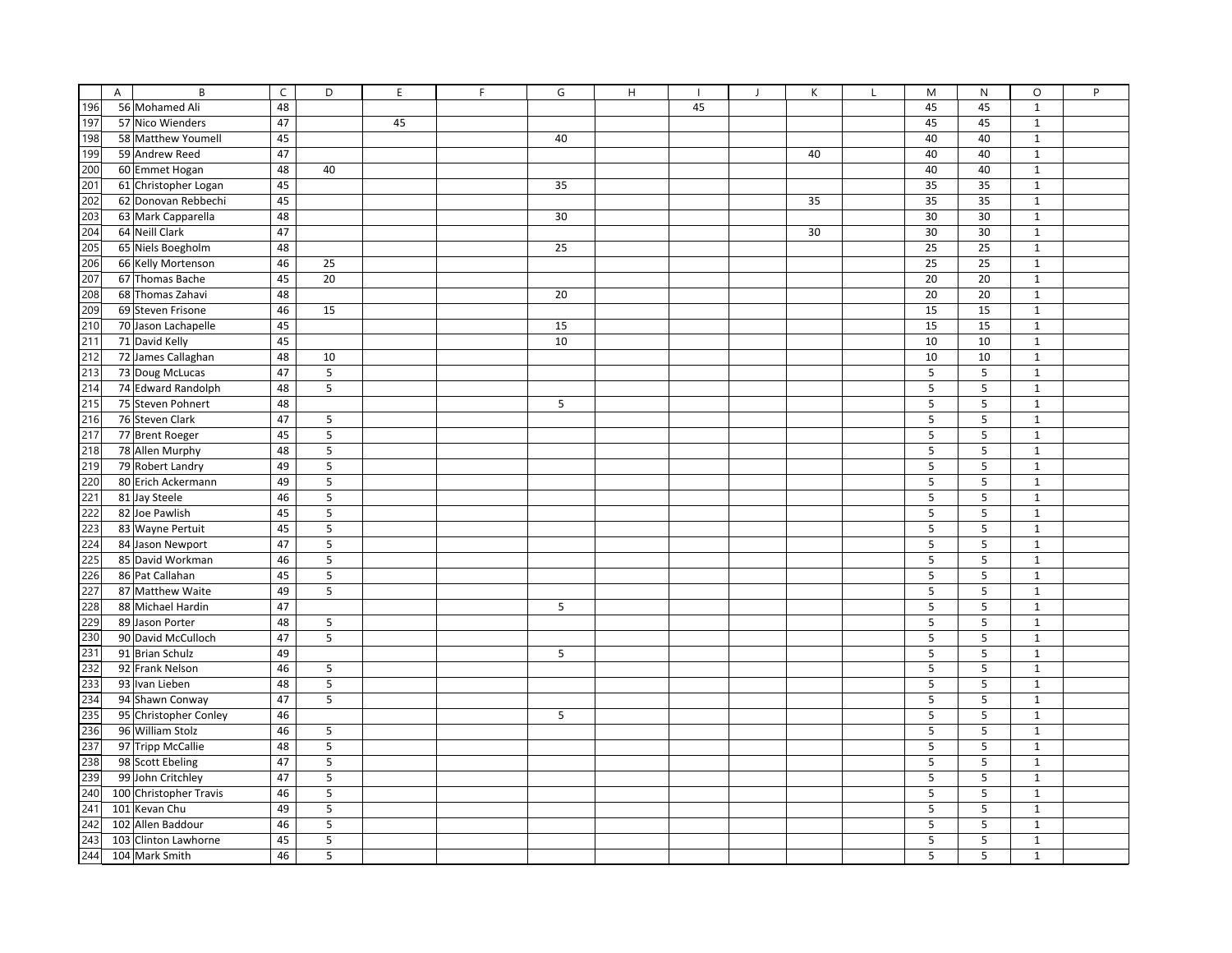| | A | B | C | D | E | F | G | H | I | J | K | L | M | N | O | P |
|---|---|---|---|---|---|---|---|---|---|---|---|---|---|---|---|---|
| 196 | 56 | Mohamed Ali | 48 | | | | | | 45 | | | | 45 | 45 | 1 | |
| 197 | 57 | Nico Wienders | 47 | | 45 | | | | | | | | 45 | 45 | 1 | |
| 198 | 58 | Matthew Youmell | 45 | | | | 40 | | | | | | 40 | 40 | 1 | |
| 199 | 59 | Andrew Reed | 47 | | | | | | | | 40 | | 40 | 40 | 1 | |
| 200 | 60 | Emmet Hogan | 48 | 40 | | | | | | | | | 40 | 40 | 1 | |
| 201 | 61 | Christopher Logan | 45 | | | | 35 | | | | | | 35 | 35 | 1 | |
| 202 | 62 | Donovan Rebbechi | 45 | | | | | | | | 35 | | 35 | 35 | 1 | |
| 203 | 63 | Mark Capparella | 48 | | | | 30 | | | | | | 30 | 30 | 1 | |
| 204 | 64 | Neill Clark | 47 | | | | | | | | 30 | | 30 | 30 | 1 | |
| 205 | 65 | Niels Boegholm | 48 | | | | 25 | | | | | | 25 | 25 | 1 | |
| 206 | 66 | Kelly Mortenson | 46 | 25 | | | | | | | | | 25 | 25 | 1 | |
| 207 | 67 | Thomas Bache | 45 | 20 | | | | | | | | | 20 | 20 | 1 | |
| 208 | 68 | Thomas Zahavi | 48 | | | | 20 | | | | | | 20 | 20 | 1 | |
| 209 | 69 | Steven Frisone | 46 | 15 | | | | | | | | | 15 | 15 | 1 | |
| 210 | 70 | Jason Lachapelle | 45 | | | | 15 | | | | | | 15 | 15 | 1 | |
| 211 | 71 | David Kelly | 45 | | | | 10 | | | | | | 10 | 10 | 1 | |
| 212 | 72 | James Callaghan | 48 | 10 | | | | | | | | | 10 | 10 | 1 | |
| 213 | 73 | Doug McLucas | 47 | 5 | | | | | | | | | 5 | 5 | 1 | |
| 214 | 74 | Edward Randolph | 48 | 5 | | | | | | | | | 5 | 5 | 1 | |
| 215 | 75 | Steven Pohnert | 48 | | | | 5 | | | | | | 5 | 5 | 1 | |
| 216 | 76 | Steven Clark | 47 | 5 | | | | | | | | | 5 | 5 | 1 | |
| 217 | 77 | Brent Roeger | 45 | 5 | | | | | | | | | 5 | 5 | 1 | |
| 218 | 78 | Allen Murphy | 48 | 5 | | | | | | | | | 5 | 5 | 1 | |
| 219 | 79 | Robert Landry | 49 | 5 | | | | | | | | | 5 | 5 | 1 | |
| 220 | 80 | Erich Ackermann | 49 | 5 | | | | | | | | | 5 | 5 | 1 | |
| 221 | 81 | Jay Steele | 46 | 5 | | | | | | | | | 5 | 5 | 1 | |
| 222 | 82 | Joe Pawlish | 45 | 5 | | | | | | | | | 5 | 5 | 1 | |
| 223 | 83 | Wayne Pertuit | 45 | 5 | | | | | | | | | 5 | 5 | 1 | |
| 224 | 84 | Jason Newport | 47 | 5 | | | | | | | | | 5 | 5 | 1 | |
| 225 | 85 | David Workman | 46 | 5 | | | | | | | | | 5 | 5 | 1 | |
| 226 | 86 | Pat Callahan | 45 | 5 | | | | | | | | | 5 | 5 | 1 | |
| 227 | 87 | Matthew Waite | 49 | 5 | | | | | | | | | 5 | 5 | 1 | |
| 228 | 88 | Michael Hardin | 47 | | | | 5 | | | | | | 5 | 5 | 1 | |
| 229 | 89 | Jason Porter | 48 | 5 | | | | | | | | | 5 | 5 | 1 | |
| 230 | 90 | David McCulloch | 47 | 5 | | | | | | | | | 5 | 5 | 1 | |
| 231 | 91 | Brian Schulz | 49 | | | | 5 | | | | | | 5 | 5 | 1 | |
| 232 | 92 | Frank Nelson | 46 | 5 | | | | | | | | | 5 | 5 | 1 | |
| 233 | 93 | Ivan Lieben | 48 | 5 | | | | | | | | | 5 | 5 | 1 | |
| 234 | 94 | Shawn Conway | 47 | 5 | | | | | | | | | 5 | 5 | 1 | |
| 235 | 95 | Christopher Conley | 46 | | | | 5 | | | | | | 5 | 5 | 1 | |
| 236 | 96 | William Stolz | 46 | 5 | | | | | | | | | 5 | 5 | 1 | |
| 237 | 97 | Tripp McCallie | 48 | 5 | | | | | | | | | 5 | 5 | 1 | |
| 238 | 98 | Scott Ebeling | 47 | 5 | | | | | | | | | 5 | 5 | 1 | |
| 239 | 99 | John Critchley | 47 | 5 | | | | | | | | | 5 | 5 | 1 | |
| 240 | 100 | Christopher Travis | 46 | 5 | | | | | | | | | 5 | 5 | 1 | |
| 241 | 101 | Kevan Chu | 49 | 5 | | | | | | | | | 5 | 5 | 1 | |
| 242 | 102 | Allen Baddour | 46 | 5 | | | | | | | | | 5 | 5 | 1 | |
| 243 | 103 | Clinton Lawhorne | 45 | 5 | | | | | | | | | 5 | 5 | 1 | |
| 244 | 104 | Mark Smith | 46 | 5 | | | | | | | | | 5 | 5 | 1 | |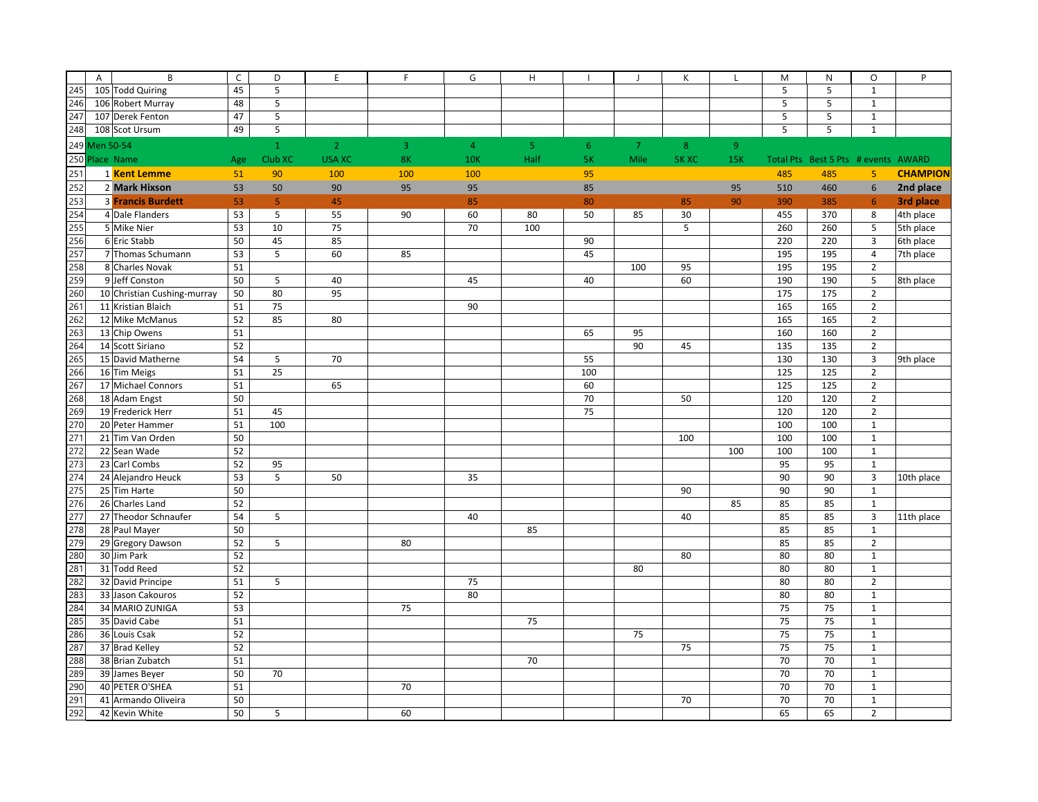| | A | B | C | D | E | F | G | H | I | J | K | L | M | N | O | P |
|---|---|---|---|---|---|---|---|---|---|---|---|---|---|---|---|---|
| 245 | 105 | Todd Quiring | 45 | 5 | | | | | | | | | 5 | 5 | 1 | |
| 246 | 106 | Robert Murray | 48 | 5 | | | | | | | | | 5 | 5 | 1 | |
| 247 | 107 | Derek Fenton | 47 | 5 | | | | | | | | | 5 | 5 | 1 | |
| 248 | 108 | Scot Ursum | 49 | 5 | | | | | | | | | 5 | 5 | 1 | |
| 249 | Men 50-54 | | | 1 | 2 | 3 | 4 | 5 | 6 | 7 | 8 | 9 | | | | |
| 250 | Place | Name | Age | Club XC | USA XC | 8K | 10K | Half | 5K | Mile | 5K XC | 15K | Total Pts | Best 5 Pts | # events | AWARD |
| 251 | 1 | **Kent Lemme** | 51 | 90 | 100 | 100 | 100 | | 95 | | | | 485 | 485 | 5 | **CHAMPION** |
| 252 | 2 | **Mark Hixson** | 53 | 50 | 90 | 95 | 95 | | 85 | | | 95 | 510 | 460 | 6 | **2nd place** |
| 253 | 3 | **Francis Burdett** | 53 | 5 | 45 | | 85 | | 80 | | 85 | 90 | 390 | 385 | 6 | **3rd place** |
| 254 | 4 | Dale Flanders | 53 | 5 | 55 | 90 | 60 | 80 | 50 | 85 | 30 | | 455 | 370 | 8 | 4th place |
| 255 | 5 | Mike Nier | 53 | 10 | 75 | | 70 | 100 | | | 5 | | 260 | 260 | 5 | 5th place |
| 256 | 6 | Eric Stabb | 50 | 45 | 85 | | | | 90 | | | | 220 | 220 | 3 | 6th place |
| 257 | 7 | Thomas Schumann | 53 | 5 | 60 | 85 | | | 45 | | | | 195 | 195 | 4 | 7th place |
| 258 | 8 | Charles Novak | 51 | | | | | | | 100 | 95 | | 195 | 195 | 2 | |
| 259 | 9 | Jeff Conston | 50 | 5 | 40 | | 45 | | 40 | | 60 | | 190 | 190 | 5 | 8th place |
| 260 | 10 | Christian Cushing-murray | 50 | 80 | 95 | | | | | | | | 175 | 175 | 2 | |
| 261 | 11 | Kristian Blaich | 51 | 75 | | | 90 | | | | | | 165 | 165 | 2 | |
| 262 | 12 | Mike McManus | 52 | 85 | 80 | | | | | | | | 165 | 165 | 2 | |
| 263 | 13 | Chip Owens | 51 | | | | | | 65 | 95 | | | 160 | 160 | 2 | |
| 264 | 14 | Scott Siriano | 52 | | | | | | | 90 | 45 | | 135 | 135 | 2 | |
| 265 | 15 | David Matherne | 54 | 5 | 70 | | | | 55 | | | | 130 | 130 | 3 | 9th place |
| 266 | 16 | Tim Meigs | 51 | 25 | | | | | 100 | | | | 125 | 125 | 2 | |
| 267 | 17 | Michael Connors | 51 | | 65 | | | | 60 | | | | 125 | 125 | 2 | |
| 268 | 18 | Adam Engst | 50 | | | | | | 70 | | 50 | | 120 | 120 | 2 | |
| 269 | 19 | Frederick Herr | 51 | 45 | | | | | 75 | | | | 120 | 120 | 2 | |
| 270 | 20 | Peter Hammer | 51 | 100 | | | | | | | | | 100 | 100 | 1 | |
| 271 | 21 | Tim Van Orden | 50 | | | | | | | | 100 | | 100 | 100 | 1 | |
| 272 | 22 | Sean Wade | 52 | | | | | | | | | 100 | 100 | 100 | 1 | |
| 273 | 23 | Carl Combs | 52 | 95 | | | | | | | | | 95 | 95 | 1 | |
| 274 | 24 | Alejandro Heuck | 53 | 5 | 50 | | 35 | | | | | | 90 | 90 | 3 | 10th place |
| 275 | 25 | Tim Harte | 50 | | | | | | | | 90 | | 90 | 90 | 1 | |
| 276 | 26 | Charles Land | 52 | | | | | | | | | 85 | 85 | 85 | 1 | |
| 277 | 27 | Theodor Schnaufer | 54 | 5 | | | 40 | | | | 40 | | 85 | 85 | 3 | 11th place |
| 278 | 28 | Paul Mayer | 50 | | | | | 85 | | | | | 85 | 85 | 1 | |
| 279 | 29 | Gregory Dawson | 52 | 5 | | 80 | | | | | | | 85 | 85 | 2 | |
| 280 | 30 | Jim Park | 52 | | | | | | | | 80 | | 80 | 80 | 1 | |
| 281 | 31 | Todd Reed | 52 | | | | | | | 80 | | | 80 | 80 | 1 | |
| 282 | 32 | David Principe | 51 | 5 | | | 75 | | | | | | 80 | 80 | 2 | |
| 283 | 33 | Jason Cakouros | 52 | | | | 80 | | | | | | 80 | 80 | 1 | |
| 284 | 34 | MARIO ZUNIGA | 53 | | | 75 | | | | | | | 75 | 75 | 1 | |
| 285 | 35 | David Cabe | 51 | | | | | 75 | | | | | 75 | 75 | 1 | |
| 286 | 36 | Louis Csak | 52 | | | | | | | 75 | | | 75 | 75 | 1 | |
| 287 | 37 | Brad Kelley | 52 | | | | | | | | 75 | | 75 | 75 | 1 | |
| 288 | 38 | Brian Zubatch | 51 | | | | | 70 | | | | | 70 | 70 | 1 | |
| 289 | 39 | James Beyer | 50 | 70 | | | | | | | | | 70 | 70 | 1 | |
| 290 | 40 | PETER O'SHEA | 51 | | | 70 | | | | | | | 70 | 70 | 1 | |
| 291 | 41 | Armando Oliveira | 50 | | | | | | | | 70 | | 70 | 70 | 1 | |
| 292 | 42 | Kevin White | 50 | 5 | | 60 | | | | | | | 65 | 65 | 2 | |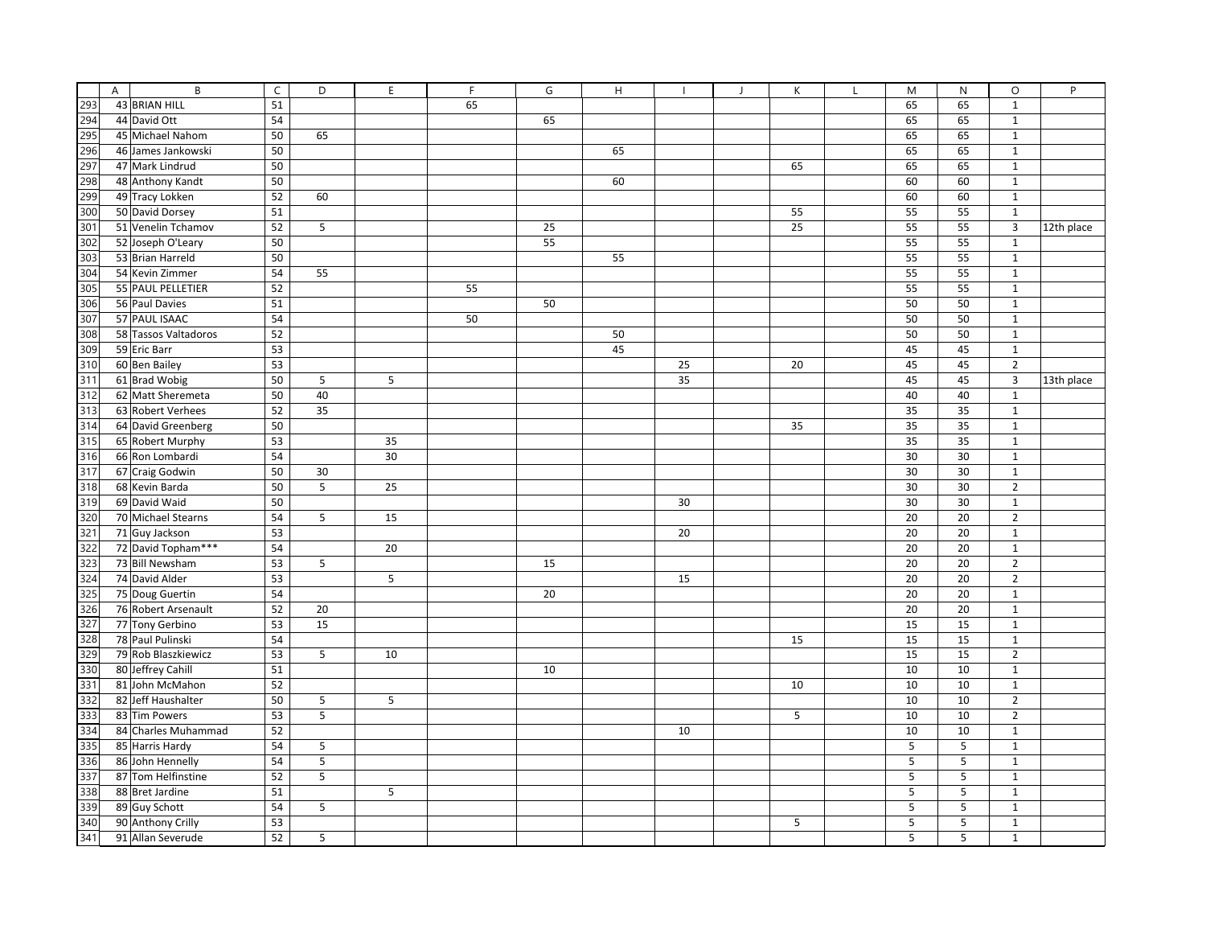| | A | B | C | D | E | F | G | H | I | J | K | L | M | N | O | P |
|---|---|---|---|---|---|---|---|---|---|---|---|---|---|---|---|---|
| 293 | 43 | BRIAN HILL | 51 | | | 65 | | | | | | | 65 | 65 | 1 | |
| 294 | 44 | David Ott | 54 | | | | 65 | | | | | | 65 | 65 | 1 | |
| 295 | 45 | Michael Nahom | 50 | 65 | | | | | | | | | 65 | 65 | 1 | |
| 296 | 46 | James Jankowski | 50 | | | | | 65 | | | | | 65 | 65 | 1 | |
| 297 | 47 | Mark Lindrud | 50 | | | | | | | | 65 | | 65 | 65 | 1 | |
| 298 | 48 | Anthony Kandt | 50 | | | | | 60 | | | | | 60 | 60 | 1 | |
| 299 | 49 | Tracy Lokken | 52 | 60 | | | | | | | | | 60 | 60 | 1 | |
| 300 | 50 | David Dorsey | 51 | | | | | | | | 55 | | 55 | 55 | 1 | |
| 301 | 51 | Venelin Tchamov | 52 | 5 | | | 25 | | | | 25 | | 55 | 55 | 3 | 12th place |
| 302 | 52 | Joseph O'Leary | 50 | | | | 55 | | | | | | 55 | 55 | 1 | |
| 303 | 53 | Brian Harreld | 50 | | | | | 55 | | | | | 55 | 55 | 1 | |
| 304 | 54 | Kevin Zimmer | 54 | 55 | | | | | | | | | 55 | 55 | 1 | |
| 305 | 55 | PAUL PELLETIER | 52 | | | 55 | | | | | | | 55 | 55 | 1 | |
| 306 | 56 | Paul Davies | 51 | | | | 50 | | | | | | 50 | 50 | 1 | |
| 307 | 57 | PAUL ISAAC | 54 | | | 50 | | | | | | | 50 | 50 | 1 | |
| 308 | 58 | Tassos Valtadoros | 52 | | | | | 50 | | | | | 50 | 50 | 1 | |
| 309 | 59 | Eric Barr | 53 | | | | | 45 | | | | | 45 | 45 | 1 | |
| 310 | 60 | Ben Bailey | 53 | | | | | | 25 | | 20 | | 45 | 45 | 2 | |
| 311 | 61 | Brad Wobig | 50 | 5 | 5 | | | | 35 | | | | 45 | 45 | 3 | 13th place |
| 312 | 62 | Matt Sheremeta | 50 | 40 | | | | | | | | | 40 | 40 | 1 | |
| 313 | 63 | Robert Verhees | 52 | 35 | | | | | | | | | 35 | 35 | 1 | |
| 314 | 64 | David Greenberg | 50 | | | | | | | | 35 | | 35 | 35 | 1 | |
| 315 | 65 | Robert Murphy | 53 | | 35 | | | | | | | | 35 | 35 | 1 | |
| 316 | 66 | Ron Lombardi | 54 | | 30 | | | | | | | | 30 | 30 | 1 | |
| 317 | 67 | Craig Godwin | 50 | 30 | | | | | | | | | 30 | 30 | 1 | |
| 318 | 68 | Kevin Barda | 50 | 5 | 25 | | | | | | | | 30 | 30 | 2 | |
| 319 | 69 | David Waid | 50 | | | | | | 30 | | | | 30 | 30 | 1 | |
| 320 | 70 | Michael Stearns | 54 | 5 | 15 | | | | | | | | 20 | 20 | 2 | |
| 321 | 71 | Guy Jackson | 53 | | | | | | 20 | | | | 20 | 20 | 1 | |
| 322 | 72 | David Topham*** | 54 | | 20 | | | | | | | | 20 | 20 | 1 | |
| 323 | 73 | Bill Newsham | 53 | 5 | | | 15 | | | | | | 20 | 20 | 2 | |
| 324 | 74 | David Alder | 53 | | 5 | | | | 15 | | | | 20 | 20 | 2 | |
| 325 | 75 | Doug Guertin | 54 | | | | 20 | | | | | | 20 | 20 | 1 | |
| 326 | 76 | Robert Arsenault | 52 | 20 | | | | | | | | | 20 | 20 | 1 | |
| 327 | 77 | Tony Gerbino | 53 | 15 | | | | | | | | | 15 | 15 | 1 | |
| 328 | 78 | Paul Pulinski | 54 | | | | | | | | 15 | | 15 | 15 | 1 | |
| 329 | 79 | Rob Blaszkiewicz | 53 | 5 | 10 | | | | | | | | 15 | 15 | 2 | |
| 330 | 80 | Jeffrey Cahill | 51 | | | | 10 | | | | | | 10 | 10 | 1 | |
| 331 | 81 | John McMahon | 52 | | | | | | | | 10 | | 10 | 10 | 1 | |
| 332 | 82 | Jeff Haushalter | 50 | 5 | 5 | | | | | | | | 10 | 10 | 2 | |
| 333 | 83 | Tim Powers | 53 | 5 | | | | | | | 5 | | 10 | 10 | 2 | |
| 334 | 84 | Charles Muhammad | 52 | | | | | | 10 | | | | 10 | 10 | 1 | |
| 335 | 85 | Harris Hardy | 54 | 5 | | | | | | | | | 5 | 5 | 1 | |
| 336 | 86 | John Hennelly | 54 | 5 | | | | | | | | | 5 | 5 | 1 | |
| 337 | 87 | Tom Helfinstine | 52 | 5 | | | | | | | | | 5 | 5 | 1 | |
| 338 | 88 | Bret Jardine | 51 | | 5 | | | | | | | | 5 | 5 | 1 | |
| 339 | 89 | Guy Schott | 54 | 5 | | | | | | | | | 5 | 5 | 1 | |
| 340 | 90 | Anthony Crilly | 53 | | | | | | | | 5 | | 5 | 5 | 1 | |
| 341 | 91 | Allan Severude | 52 | 5 | | | | | | | | | 5 | 5 | 1 | |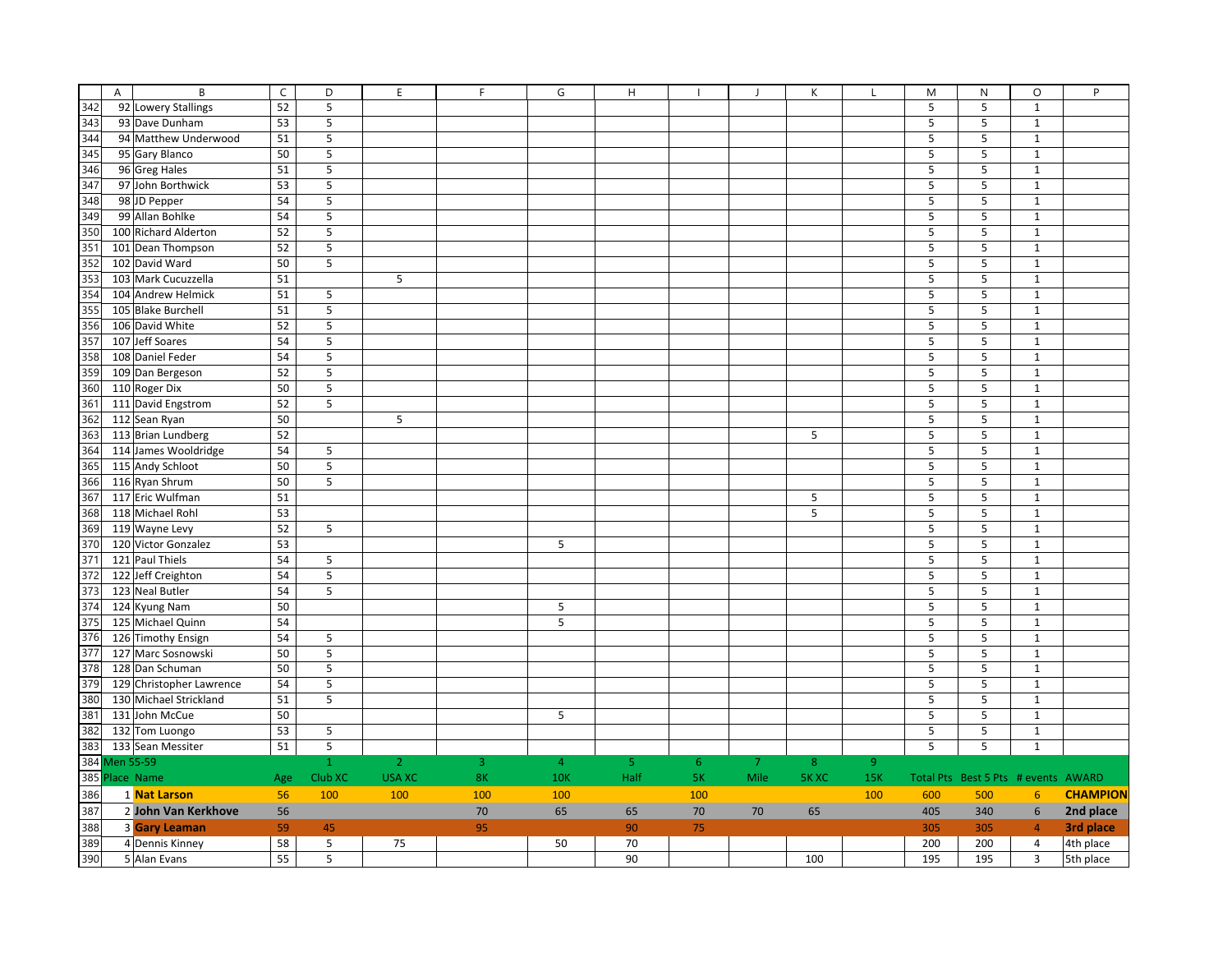| | A | B | C | D | E | F | G | H | I | J | K | L | M | N | O | P |
|---|---|---|---|---|---|---|---|---|---|---|---|---|---|---|---|---|
| 342 | 92 | Lowery Stallings | 52 | 5 | | | | | | | | | 5 | 5 | 1 | |
| 343 | 93 | Dave Dunham | 53 | 5 | | | | | | | | | 5 | 5 | 1 | |
| 344 | 94 | Matthew Underwood | 51 | 5 | | | | | | | | | 5 | 5 | 1 | |
| 345 | 95 | Gary Blanco | 50 | 5 | | | | | | | | | 5 | 5 | 1 | |
| 346 | 96 | Greg Hales | 51 | 5 | | | | | | | | | 5 | 5 | 1 | |
| 347 | 97 | John Borthwick | 53 | 5 | | | | | | | | | 5 | 5 | 1 | |
| 348 | 98 | JD Pepper | 54 | 5 | | | | | | | | | 5 | 5 | 1 | |
| 349 | 99 | Allan Bohlke | 54 | 5 | | | | | | | | | 5 | 5 | 1 | |
| 350 | 100 | Richard Alderton | 52 | 5 | | | | | | | | | 5 | 5 | 1 | |
| 351 | 101 | Dean Thompson | 52 | 5 | | | | | | | | | 5 | 5 | 1 | |
| 352 | 102 | David Ward | 50 | 5 | | | | | | | | | 5 | 5 | 1 | |
| 353 | 103 | Mark Cucuzzella | 51 | | 5 | | | | | | | | 5 | 5 | 1 | |
| 354 | 104 | Andrew Helmick | 51 | 5 | | | | | | | | | 5 | 5 | 1 | |
| 355 | 105 | Blake Burchell | 51 | 5 | | | | | | | | | 5 | 5 | 1 | |
| 356 | 106 | David White | 52 | 5 | | | | | | | | | 5 | 5 | 1 | |
| 357 | 107 | Jeff Soares | 54 | 5 | | | | | | | | | 5 | 5 | 1 | |
| 358 | 108 | Daniel Feder | 54 | 5 | | | | | | | | | 5 | 5 | 1 | |
| 359 | 109 | Dan Bergeson | 52 | 5 | | | | | | | | | 5 | 5 | 1 | |
| 360 | 110 | Roger Dix | 50 | 5 | | | | | | | | | 5 | 5 | 1 | |
| 361 | 111 | David Engstrom | 52 | 5 | | | | | | | | | 5 | 5 | 1 | |
| 362 | 112 | Sean Ryan | 50 | | 5 | | | | | | | | 5 | 5 | 1 | |
| 363 | 113 | Brian Lundberg | 52 | | | | | | | | 5 | | 5 | 5 | 1 | |
| 364 | 114 | James Wooldridge | 54 | 5 | | | | | | | | | 5 | 5 | 1 | |
| 365 | 115 | Andy Schloot | 50 | 5 | | | | | | | | | 5 | 5 | 1 | |
| 366 | 116 | Ryan Shrum | 50 | 5 | | | | | | | | | 5 | 5 | 1 | |
| 367 | 117 | Eric Wulfman | 51 | | | | | | | | 5 | | 5 | 5 | 1 | |
| 368 | 118 | Michael Rohl | 53 | | | | | | | | 5 | | 5 | 5 | 1 | |
| 369 | 119 | Wayne Levy | 52 | 5 | | | | | | | | | 5 | 5 | 1 | |
| 370 | 120 | Victor Gonzalez | 53 | | | | 5 | | | | | | 5 | 5 | 1 | |
| 371 | 121 | Paul Thiels | 54 | 5 | | | | | | | | | 5 | 5 | 1 | |
| 372 | 122 | Jeff Creighton | 54 | 5 | | | | | | | | | 5 | 5 | 1 | |
| 373 | 123 | Neal Butler | 54 | 5 | | | | | | | | | 5 | 5 | 1 | |
| 374 | 124 | Kyung Nam | 50 | | | | 5 | | | | | | 5 | 5 | 1 | |
| 375 | 125 | Michael Quinn | 54 | | | | 5 | | | | | | 5 | 5 | 1 | |
| 376 | 126 | Timothy Ensign | 54 | 5 | | | | | | | | | 5 | 5 | 1 | |
| 377 | 127 | Marc Sosnowski | 50 | 5 | | | | | | | | | 5 | 5 | 1 | |
| 378 | 128 | Dan Schuman | 50 | 5 | | | | | | | | | 5 | 5 | 1 | |
| 379 | 129 | Christopher Lawrence | 54 | 5 | | | | | | | | | 5 | 5 | 1 | |
| 380 | 130 | Michael Strickland | 51 | 5 | | | | | | | | | 5 | 5 | 1 | |
| 381 | 131 | John McCue | 50 | | | | 5 | | | | | | 5 | 5 | 1 | |
| 382 | 132 | Tom Luongo | 53 | 5 | | | | | | | | | 5 | 5 | 1 | |
| 383 | 133 | Sean Messiter | 51 | 5 | | | | | | | | | 5 | 5 | 1 | |
| 384 | Men 55-59 | | | 1 | 2 | 3 | 4 | 5 | 6 | 7 | 8 | 9 | | | | |
| 385 | Place | Name | Age | Club XC | USA XC | 8K | 10K | Half | 5K | Mile | 5K XC | 15K | Total Pts | Best 5 Pts | # events | AWARD |
| 386 | 1 | **Nat Larson** | 56 | 100 | 100 | 100 | 100 | | 100 | | | 100 | 600 | 500 | 6 | **CHAMPION** |
| 387 | 2 | **John Van Kerkhove** | 56 | | | 70 | 65 | 65 | 70 | 70 | 65 | | 405 | 340 | 6 | **2nd place** |
| 388 | 3 | **Gary Leaman** | 59 | 45 | | 95 | | 90 | 75 | | | | 305 | 305 | 4 | **3rd place** |
| 389 | 4 | Dennis Kinney | 58 | 5 | 75 | | 50 | 70 | | | | | 200 | 200 | 4 | 4th place |
| 390 | 5 | Alan Evans | 55 | 5 | | | | 90 | | | 100 | | 195 | 195 | 3 | 5th place |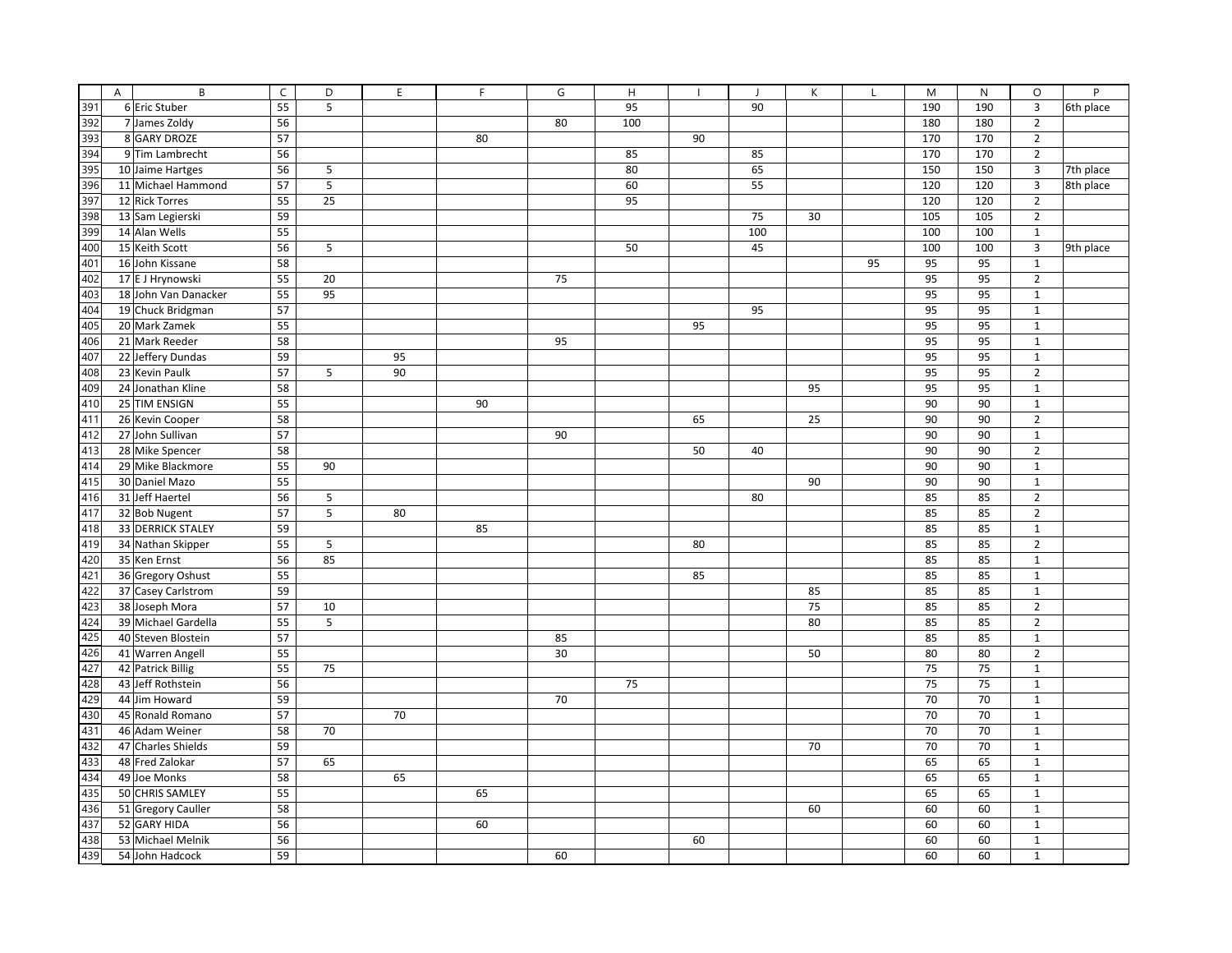| | A | B | C | D | E | F | G | H | I | J | K | L | M | N | O | P |
|---|---|---|---|---|---|---|---|---|---|---|---|---|---|---|---|---|
| 391 | 6 | Eric Stuber | 55 | 5 | | | | 95 | | 90 | | | 190 | 190 | 3 | 6th place |
| 392 | 7 | James Zoldy | 56 | | | | 80 | 100 | | | | | 180 | 180 | 2 | |
| 393 | 8 | GARY DROZE | 57 | | | 80 | | | 90 | | | | 170 | 170 | 2 | |
| 394 | 9 | Tim Lambrecht | 56 | | | | | 85 | | 85 | | | 170 | 170 | 2 | |
| 395 | 10 | Jaime Hartges | 56 | 5 | | | | 80 | | 65 | | | 150 | 150 | 3 | 7th place |
| 396 | 11 | Michael Hammond | 57 | 5 | | | | 60 | | 55 | | | 120 | 120 | 3 | 8th place |
| 397 | 12 | Rick Torres | 55 | 25 | | | | 95 | | | | | 120 | 120 | 2 | |
| 398 | 13 | Sam Legierski | 59 | | | | | | | 75 | 30 | | 105 | 105 | 2 | |
| 399 | 14 | Alan Wells | 55 | | | | | | | 100 | | | 100 | 100 | 1 | |
| 400 | 15 | Keith Scott | 56 | 5 | | | | 50 | | 45 | | | 100 | 100 | 3 | 9th place |
| 401 | 16 | John Kissane | 58 | | | | | | | | | 95 | 95 | 95 | 1 | |
| 402 | 17 | E J Hrynowski | 55 | 20 | | | 75 | | | | | | 95 | 95 | 2 | |
| 403 | 18 | John Van Danacker | 55 | 95 | | | | | | | | | 95 | 95 | 1 | |
| 404 | 19 | Chuck Bridgman | 57 | | | | | | | 95 | | | 95 | 95 | 1 | |
| 405 | 20 | Mark Zamek | 55 | | | | | | 95 | | | | 95 | 95 | 1 | |
| 406 | 21 | Mark Reeder | 58 | | | | 95 | | | | | | 95 | 95 | 1 | |
| 407 | 22 | Jeffery Dundas | 59 | | 95 | | | | | | | | 95 | 95 | 1 | |
| 408 | 23 | Kevin Paulk | 57 | 5 | 90 | | | | | | | | 95 | 95 | 2 | |
| 409 | 24 | Jonathan Kline | 58 | | | | | | | | 95 | | 95 | 95 | 1 | |
| 410 | 25 | TIM ENSIGN | 55 | | | 90 | | | | | | | 90 | 90 | 1 | |
| 411 | 26 | Kevin Cooper | 58 | | | | | | 65 | | 25 | | 90 | 90 | 2 | |
| 412 | 27 | John Sullivan | 57 | | | | 90 | | | | | | 90 | 90 | 1 | |
| 413 | 28 | Mike Spencer | 58 | | | | | | 50 | 40 | | | 90 | 90 | 2 | |
| 414 | 29 | Mike Blackmore | 55 | 90 | | | | | | | | | 90 | 90 | 1 | |
| 415 | 30 | Daniel Mazo | 55 | | | | | | | | 90 | | 90 | 90 | 1 | |
| 416 | 31 | Jeff Haertel | 56 | 5 | | | | | | 80 | | | 85 | 85 | 2 | |
| 417 | 32 | Bob Nugent | 57 | 5 | 80 | | | | | | | | 85 | 85 | 2 | |
| 418 | 33 | DERRICK STALEY | 59 | | | 85 | | | | | | | 85 | 85 | 1 | |
| 419 | 34 | Nathan Skipper | 55 | 5 | | | | | 80 | | | | 85 | 85 | 2 | |
| 420 | 35 | Ken Ernst | 56 | 85 | | | | | | | | | 85 | 85 | 1 | |
| 421 | 36 | Gregory Oshust | 55 | | | | | | 85 | | | | 85 | 85 | 1 | |
| 422 | 37 | Casey Carlstrom | 59 | | | | | | | | 85 | | 85 | 85 | 1 | |
| 423 | 38 | Joseph Mora | 57 | 10 | | | | | | | 75 | | 85 | 85 | 2 | |
| 424 | 39 | Michael Gardella | 55 | 5 | | | | | | | 80 | | 85 | 85 | 2 | |
| 425 | 40 | Steven Blostein | 57 | | | | 85 | | | | | | 85 | 85 | 1 | |
| 426 | 41 | Warren Angell | 55 | | | | 30 | | | | 50 | | 80 | 80 | 2 | |
| 427 | 42 | Patrick Billig | 55 | 75 | | | | | | | | | 75 | 75 | 1 | |
| 428 | 43 | Jeff Rothstein | 56 | | | | | 75 | | | | | 75 | 75 | 1 | |
| 429 | 44 | Jim Howard | 59 | | | | 70 | | | | | | 70 | 70 | 1 | |
| 430 | 45 | Ronald Romano | 57 | | 70 | | | | | | | | 70 | 70 | 1 | |
| 431 | 46 | Adam Weiner | 58 | 70 | | | | | | | | | 70 | 70 | 1 | |
| 432 | 47 | Charles Shields | 59 | | | | | | | | 70 | | 70 | 70 | 1 | |
| 433 | 48 | Fred Zalokar | 57 | 65 | | | | | | | | | 65 | 65 | 1 | |
| 434 | 49 | Joe Monks | 58 | | 65 | | | | | | | | 65 | 65 | 1 | |
| 435 | 50 | CHRIS SAMLEY | 55 | | | 65 | | | | | | | 65 | 65 | 1 | |
| 436 | 51 | Gregory Cauller | 58 | | | | | | | | 60 | | 60 | 60 | 1 | |
| 437 | 52 | GARY HIDA | 56 | | | 60 | | | | | | | 60 | 60 | 1 | |
| 438 | 53 | Michael Melnik | 56 | | | | | | 60 | | | | 60 | 60 | 1 | |
| 439 | 54 | John Hadcock | 59 | | | | 60 | | | | | | 60 | 60 | 1 | |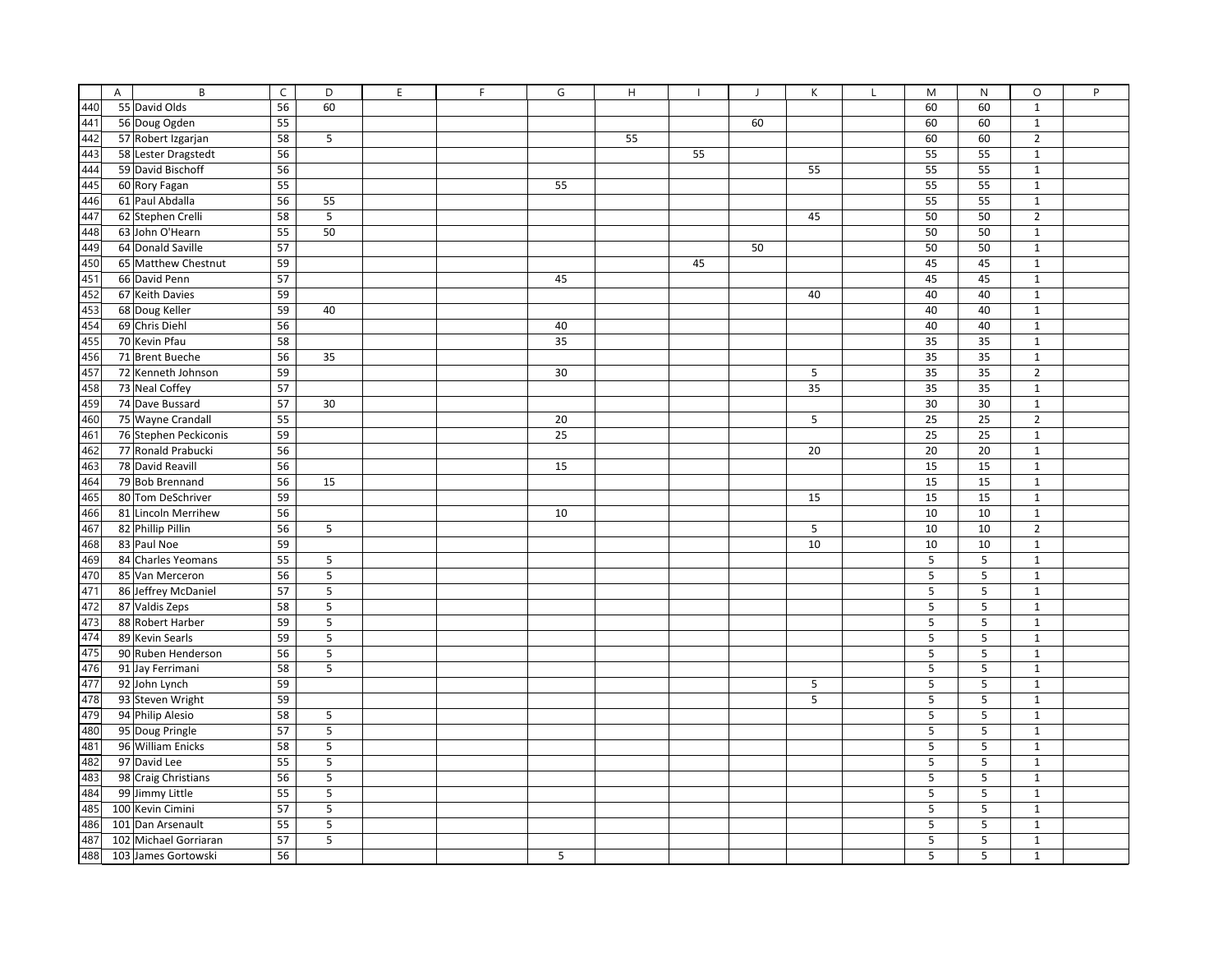| | A | B | C | D | E | F | G | H | I | J | K | L | M | N | O | P |
|---|---|---|---|---|---|---|---|---|---|---|---|---|---|---|---|---|
| 440 | 55 | David Olds | 56 | 60 | | | | | | | | | 60 | 60 | 1 | |
| 441 | 56 | Doug Ogden | 55 | | | | | | | 60 | | | 60 | 60 | 1 | |
| 442 | 57 | Robert Izgarjan | 58 | 5 | | | | 55 | | | | | 60 | 60 | 2 | |
| 443 | 58 | Lester Dragstedt | 56 | | | | | | 55 | | | | 55 | 55 | 1 | |
| 444 | 59 | David Bischoff | 56 | | | | | | | | 55 | | 55 | 55 | 1 | |
| 445 | 60 | Rory Fagan | 55 | | | | 55 | | | | | | 55 | 55 | 1 | |
| 446 | 61 | Paul Abdalla | 56 | 55 | | | | | | | | | 55 | 55 | 1 | |
| 447 | 62 | Stephen Crelli | 58 | 5 | | | | | | | 45 | | 50 | 50 | 2 | |
| 448 | 63 | John O'Hearn | 55 | 50 | | | | | | | | | 50 | 50 | 1 | |
| 449 | 64 | Donald Saville | 57 | | | | | | | 50 | | | 50 | 50 | 1 | |
| 450 | 65 | Matthew Chestnut | 59 | | | | | | 45 | | | | 45 | 45 | 1 | |
| 451 | 66 | David Penn | 57 | | | | 45 | | | | | | 45 | 45 | 1 | |
| 452 | 67 | Keith Davies | 59 | | | | | | | | 40 | | 40 | 40 | 1 | |
| 453 | 68 | Doug Keller | 59 | 40 | | | | | | | | | 40 | 40 | 1 | |
| 454 | 69 | Chris Diehl | 56 | | | | 40 | | | | | | 40 | 40 | 1 | |
| 455 | 70 | Kevin Pfau | 58 | | | | 35 | | | | | | 35 | 35 | 1 | |
| 456 | 71 | Brent Bueche | 56 | 35 | | | | | | | | | 35 | 35 | 1 | |
| 457 | 72 | Kenneth Johnson | 59 | | | | 30 | | | | 5 | | 35 | 35 | 2 | |
| 458 | 73 | Neal Coffey | 57 | | | | | | | | 35 | | 35 | 35 | 1 | |
| 459 | 74 | Dave Bussard | 57 | 30 | | | | | | | | | 30 | 30 | 1 | |
| 460 | 75 | Wayne Crandall | 55 | | | | 20 | | | | 5 | | 25 | 25 | 2 | |
| 461 | 76 | Stephen Peckiconis | 59 | | | | 25 | | | | | | 25 | 25 | 1 | |
| 462 | 77 | Ronald Prabucki | 56 | | | | | | | | 20 | | 20 | 20 | 1 | |
| 463 | 78 | David Reavill | 56 | | | | 15 | | | | | | 15 | 15 | 1 | |
| 464 | 79 | Bob Brennand | 56 | 15 | | | | | | | | | 15 | 15 | 1 | |
| 465 | 80 | Tom DeSchriver | 59 | | | | | | | | 15 | | 15 | 15 | 1 | |
| 466 | 81 | Lincoln Merrihew | 56 | | | | 10 | | | | | | 10 | 10 | 1 | |
| 467 | 82 | Phillip Pillin | 56 | 5 | | | | | | | 5 | | 10 | 10 | 2 | |
| 468 | 83 | Paul Noe | 59 | | | | | | | | 10 | | 10 | 10 | 1 | |
| 469 | 84 | Charles Yeomans | 55 | 5 | | | | | | | | | 5 | 5 | 1 | |
| 470 | 85 | Van Merceron | 56 | 5 | | | | | | | | | 5 | 5 | 1 | |
| 471 | 86 | Jeffrey McDaniel | 57 | 5 | | | | | | | | | 5 | 5 | 1 | |
| 472 | 87 | Valdis Zeps | 58 | 5 | | | | | | | | | 5 | 5 | 1 | |
| 473 | 88 | Robert Harber | 59 | 5 | | | | | | | | | 5 | 5 | 1 | |
| 474 | 89 | Kevin Searls | 59 | 5 | | | | | | | | | 5 | 5 | 1 | |
| 475 | 90 | Ruben Henderson | 56 | 5 | | | | | | | | | 5 | 5 | 1 | |
| 476 | 91 | Jay Ferrimani | 58 | 5 | | | | | | | | | 5 | 5 | 1 | |
| 477 | 92 | John Lynch | 59 | | | | | | | | 5 | | 5 | 5 | 1 | |
| 478 | 93 | Steven Wright | 59 | | | | | | | | 5 | | 5 | 5 | 1 | |
| 479 | 94 | Philip Alesio | 58 | 5 | | | | | | | | | 5 | 5 | 1 | |
| 480 | 95 | Doug Pringle | 57 | 5 | | | | | | | | | 5 | 5 | 1 | |
| 481 | 96 | William Enicks | 58 | 5 | | | | | | | | | 5 | 5 | 1 | |
| 482 | 97 | David Lee | 55 | 5 | | | | | | | | | 5 | 5 | 1 | |
| 483 | 98 | Craig Christians | 56 | 5 | | | | | | | | | 5 | 5 | 1 | |
| 484 | 99 | Jimmy Little | 55 | 5 | | | | | | | | | 5 | 5 | 1 | |
| 485 | 100 | Kevin Cimini | 57 | 5 | | | | | | | | | 5 | 5 | 1 | |
| 486 | 101 | Dan Arsenault | 55 | 5 | | | | | | | | | 5 | 5 | 1 | |
| 487 | 102 | Michael Gorriaran | 57 | 5 | | | | | | | | | 5 | 5 | 1 | |
| 488 | 103 | James Gortowski | 56 | | | | 5 | | | | | | 5 | 5 | 1 | |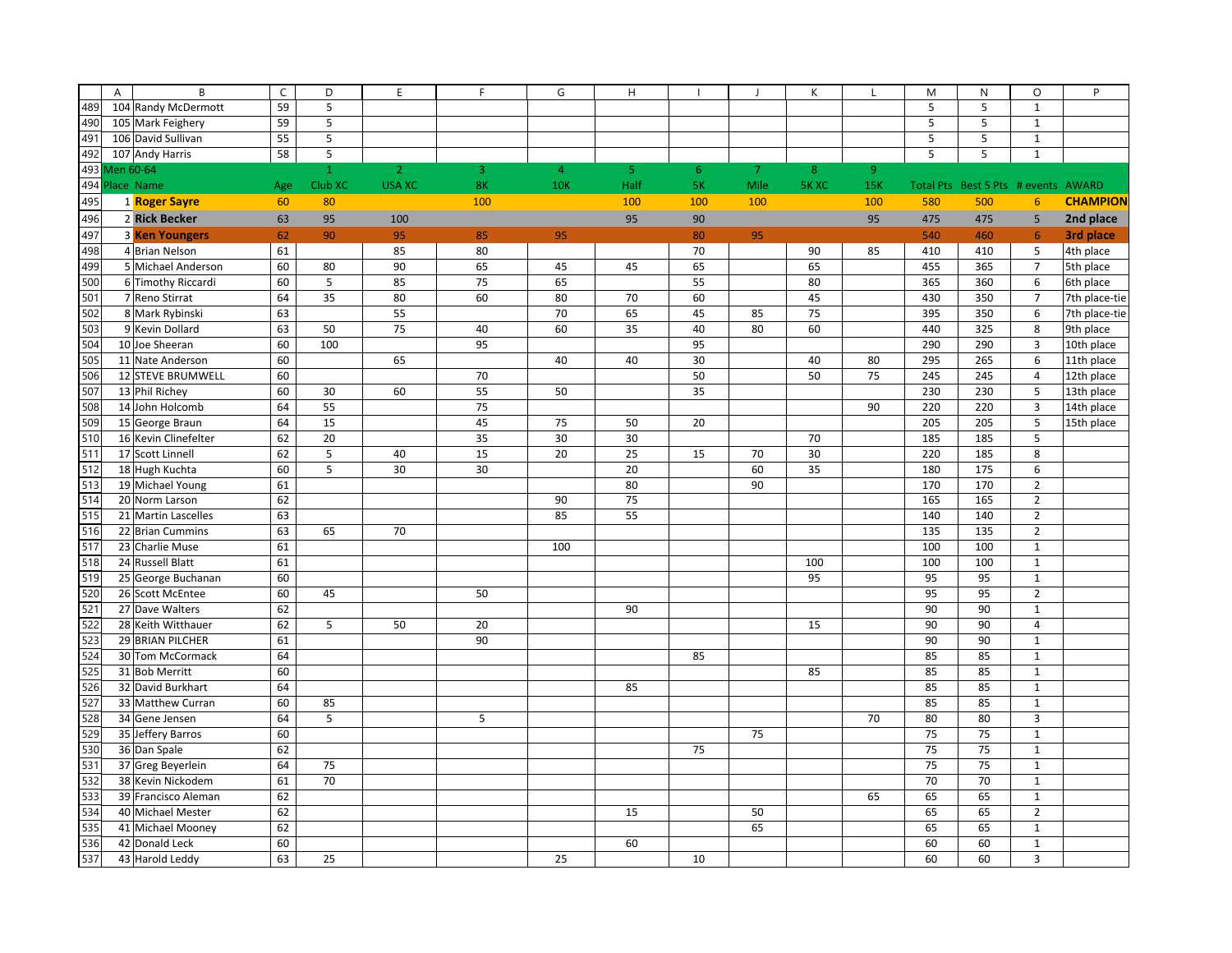| | A | B | C | D | E | F | G | H | I | J | K | L | M | N | O | P |
|---|---|---|---|---|---|---|---|---|---|---|---|---|---|---|---|---|
| 489 | 104 | Randy McDermott | 59 | 5 | | | | | | | | | 5 | 5 | 1 | |
| 490 | 105 | Mark Feighery | 59 | 5 | | | | | | | | | 5 | 5 | 1 | |
| 491 | 106 | David Sullivan | 55 | 5 | | | | | | | | | 5 | 5 | 1 | |
| 492 | 107 | Andy Harris | 58 | 5 | | | | | | | | | 5 | 5 | 1 | |
| 493 | Men 60-64 | | | 1 | 2 | 3 | 4 | 5 | 6 | 7 | 8 | 9 | | | | |
| 494 | Place | Name | Age | Club XC | USA XC | 8K | 10K | Half | 5K | Mile | 5K XC | 15K | Total Pts | Best 5 Pts | # events | AWARD |
| 495 | 1 | **Roger Sayre** | 60 | 80 | | 100 | | 100 | 100 | 100 | | 100 | 580 | 500 | 6 | **CHAMPION** |
| 496 | 2 | **Rick Becker** | 63 | 95 | 100 | | | 95 | 90 | | | 95 | 475 | 475 | 5 | **2nd place** |
| 497 | 3 | **Ken Youngers** | 62 | 90 | 95 | 85 | 95 | | 80 | 95 | | | 540 | 460 | 6 | **3rd place** |
| 498 | 4 | Brian Nelson | 61 | | 85 | 80 | | | 70 | | 90 | 85 | 410 | 410 | 5 | 4th place |
| 499 | 5 | Michael Anderson | 60 | 80 | 90 | 65 | 45 | 45 | 65 | | 65 | | 455 | 365 | 7 | 5th place |
| 500 | 6 | Timothy Riccardi | 60 | 5 | 85 | 75 | 65 | | 55 | | 80 | | 365 | 360 | 6 | 6th place |
| 501 | 7 | Reno Stirrat | 64 | 35 | 80 | 60 | 80 | 70 | 60 | | 45 | | 430 | 350 | 7 | 7th place-tie |
| 502 | 8 | Mark Rybinski | 63 | | 55 | | 70 | 65 | 45 | 85 | 75 | | 395 | 350 | 6 | 7th place-tie |
| 503 | 9 | Kevin Dollard | 63 | 50 | 75 | 40 | 60 | 35 | 40 | 80 | 60 | | 440 | 325 | 8 | 9th place |
| 504 | 10 | Joe Sheeran | 60 | 100 | | 95 | | | 95 | | | | 290 | 290 | 3 | 10th place |
| 505 | 11 | Nate Anderson | 60 | | 65 | | 40 | 40 | 30 | | 40 | 80 | 295 | 265 | 6 | 11th place |
| 506 | 12 | STEVE BRUMWELL | 60 | | | 70 | | | 50 | | 50 | 75 | 245 | 245 | 4 | 12th place |
| 507 | 13 | Phil Richey | 60 | 30 | 60 | 55 | 50 | | 35 | | | | 230 | 230 | 5 | 13th place |
| 508 | 14 | John Holcomb | 64 | 55 | | 75 | | | | | | 90 | 220 | 220 | 3 | 14th place |
| 509 | 15 | George Braun | 64 | 15 | | 45 | 75 | 50 | 20 | | | | 205 | 205 | 5 | 15th place |
| 510 | 16 | Kevin Clinefelter | 62 | 20 | | 35 | 30 | 30 | | | 70 | | 185 | 185 | 5 | |
| 511 | 17 | Scott Linnell | 62 | 5 | 40 | 15 | 20 | 25 | 15 | 70 | 30 | | 220 | 185 | 8 | |
| 512 | 18 | Hugh Kuchta | 60 | 5 | 30 | 30 | | 20 | | 60 | 35 | | 180 | 175 | 6 | |
| 513 | 19 | Michael Young | 61 | | | | | 80 | | 90 | | | 170 | 170 | 2 | |
| 514 | 20 | Norm Larson | 62 | | | | 90 | 75 | | | | | 165 | 165 | 2 | |
| 515 | 21 | Martin Lascelles | 63 | | | | 85 | 55 | | | | | 140 | 140 | 2 | |
| 516 | 22 | Brian Cummins | 63 | 65 | 70 | | | | | | | | 135 | 135 | 2 | |
| 517 | 23 | Charlie Muse | 61 | | | | 100 | | | | | | 100 | 100 | 1 | |
| 518 | 24 | Russell Blatt | 61 | | | | | | | | 100 | | 100 | 100 | 1 | |
| 519 | 25 | George Buchanan | 60 | | | | | | | | 95 | | 95 | 95 | 1 | |
| 520 | 26 | Scott McEntee | 60 | 45 | | 50 | | | | | | | 95 | 95 | 2 | |
| 521 | 27 | Dave Walters | 62 | | | | | 90 | | | | | 90 | 90 | 1 | |
| 522 | 28 | Keith Witthauer | 62 | 5 | 50 | 20 | | | | | 15 | | 90 | 90 | 4 | |
| 523 | 29 | BRIAN PILCHER | 61 | | | 90 | | | | | | | 90 | 90 | 1 | |
| 524 | 30 | Tom McCormack | 64 | | | | | | 85 | | | | 85 | 85 | 1 | |
| 525 | 31 | Bob Merritt | 60 | | | | | | | | 85 | | 85 | 85 | 1 | |
| 526 | 32 | David Burkhart | 64 | | | | | 85 | | | | | 85 | 85 | 1 | |
| 527 | 33 | Matthew Curran | 60 | 85 | | | | | | | | | 85 | 85 | 1 | |
| 528 | 34 | Gene Jensen | 64 | 5 | | 5 | | | | | | 70 | 80 | 80 | 3 | |
| 529 | 35 | Jeffery Barros | 60 | | | | | | | 75 | | | 75 | 75 | 1 | |
| 530 | 36 | Dan Spale | 62 | | | | | | 75 | | | | 75 | 75 | 1 | |
| 531 | 37 | Greg Beyerlein | 64 | 75 | | | | | | | | | 75 | 75 | 1 | |
| 532 | 38 | Kevin Nickodem | 61 | 70 | | | | | | | | | 70 | 70 | 1 | |
| 533 | 39 | Francisco Aleman | 62 | | | | | | | | | 65 | 65 | 65 | 1 | |
| 534 | 40 | Michael Mester | 62 | | | | | 15 | | 50 | | | 65 | 65 | 2 | |
| 535 | 41 | Michael Mooney | 62 | | | | | | | 65 | | | 65 | 65 | 1 | |
| 536 | 42 | Donald Leck | 60 | | | | | 60 | | | | | 60 | 60 | 1 | |
| 537 | 43 | Harold Leddy | 63 | 25 | | | 25 | | 10 | | | | 60 | 60 | 3 | |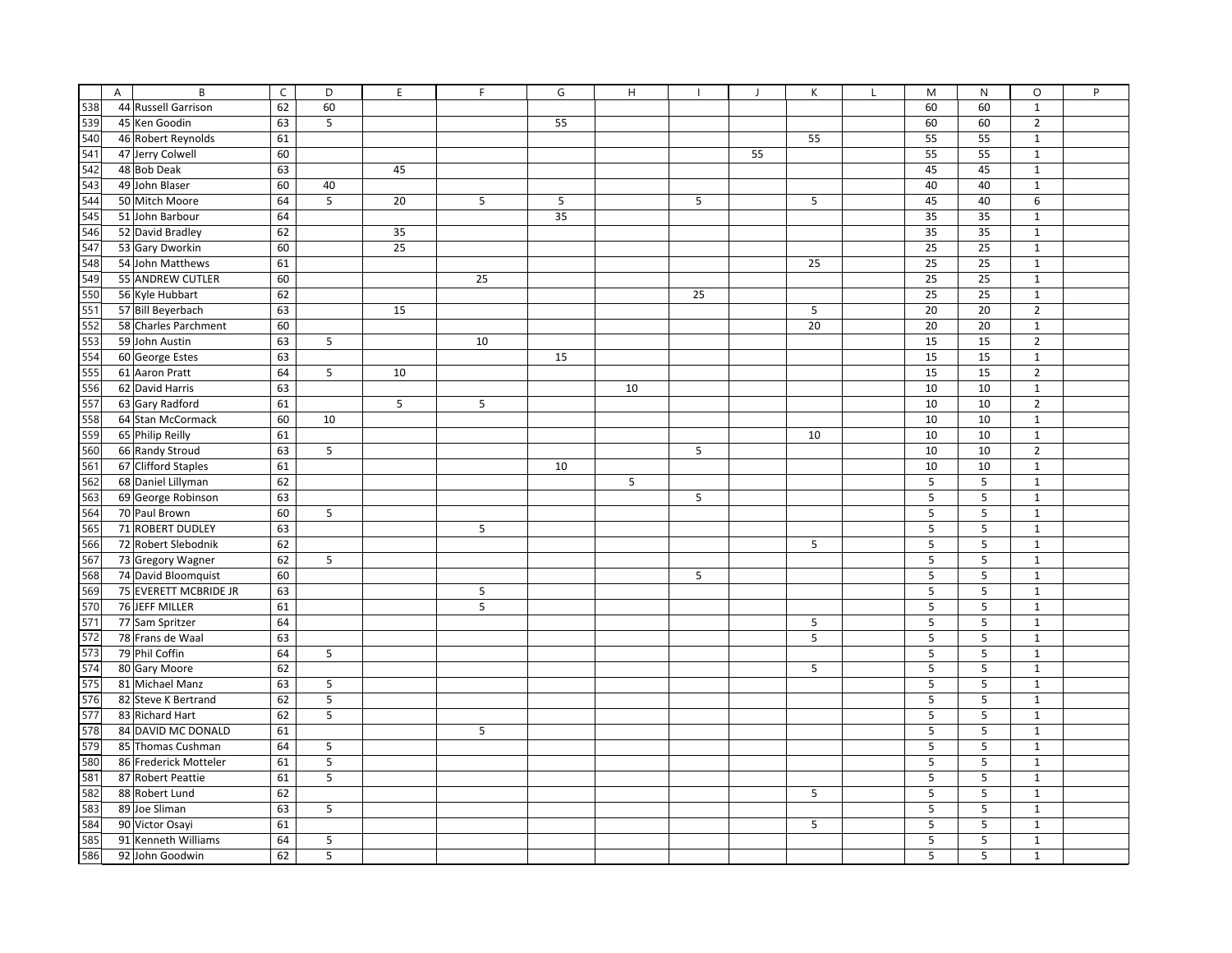| | A | B | C | D | E | F | G | H | I | J | K | L | M | N | O | P |
|---|---|---|---|---|---|---|---|---|---|---|---|---|---|---|---|---|
| 538 | 44 | Russell Garrison | 62 | 60 | | | | | | | | | 60 | 60 | 1 | |
| 539 | 45 | Ken Goodin | 63 | 5 | | | 55 | | | | | | 60 | 60 | 2 | |
| 540 | 46 | Robert Reynolds | 61 | | | | | | | | 55 | | 55 | 55 | 1 | |
| 541 | 47 | Jerry Colwell | 60 | | | | | | | 55 | | | 55 | 55 | 1 | |
| 542 | 48 | Bob Deak | 63 | | 45 | | | | | | | | 45 | 45 | 1 | |
| 543 | 49 | John Blaser | 60 | 40 | | | | | | | | | 40 | 40 | 1 | |
| 544 | 50 | Mitch Moore | 64 | 5 | 20 | 5 | 5 | | 5 | | 5 | | 45 | 40 | 6 | |
| 545 | 51 | John Barbour | 64 | | | | 35 | | | | | | 35 | 35 | 1 | |
| 546 | 52 | David Bradley | 62 | | 35 | | | | | | | | 35 | 35 | 1 | |
| 547 | 53 | Gary Dworkin | 60 | | 25 | | | | | | | | 25 | 25 | 1 | |
| 548 | 54 | John Matthews | 61 | | | | | | | | 25 | | 25 | 25 | 1 | |
| 549 | 55 | ANDREW CUTLER | 60 | | | 25 | | | | | | | 25 | 25 | 1 | |
| 550 | 56 | Kyle Hubbart | 62 | | | | | | 25 | | | | 25 | 25 | 1 | |
| 551 | 57 | Bill Beyerbach | 63 | | 15 | | | | | | 5 | | 20 | 20 | 2 | |
| 552 | 58 | Charles Parchment | 60 | | | | | | | | 20 | | 20 | 20 | 1 | |
| 553 | 59 | John Austin | 63 | 5 | | 10 | | | | | | | 15 | 15 | 2 | |
| 554 | 60 | George Estes | 63 | | | | 15 | | | | | | 15 | 15 | 1 | |
| 555 | 61 | Aaron Pratt | 64 | 5 | 10 | | | | | | | | 15 | 15 | 2 | |
| 556 | 62 | David Harris | 63 | | | | | 10 | | | | | 10 | 10 | 1 | |
| 557 | 63 | Gary Radford | 61 | | 5 | 5 | | | | | | | 10 | 10 | 2 | |
| 558 | 64 | Stan McCormack | 60 | 10 | | | | | | | | | 10 | 10 | 1 | |
| 559 | 65 | Philip Reilly | 61 | | | | | | | | 10 | | 10 | 10 | 1 | |
| 560 | 66 | Randy Stroud | 63 | 5 | | | | | 5 | | | | 10 | 10 | 2 | |
| 561 | 67 | Clifford Staples | 61 | | | | 10 | | | | | | 10 | 10 | 1 | |
| 562 | 68 | Daniel Lillyman | 62 | | | | | 5 | | | | | 5 | 5 | 1 | |
| 563 | 69 | George Robinson | 63 | | | | | | 5 | | | | 5 | 5 | 1 | |
| 564 | 70 | Paul Brown | 60 | 5 | | | | | | | | | 5 | 5 | 1 | |
| 565 | 71 | ROBERT DUDLEY | 63 | | | 5 | | | | | | | 5 | 5 | 1 | |
| 566 | 72 | Robert Slebodnik | 62 | | | | | | | | 5 | | 5 | 5 | 1 | |
| 567 | 73 | Gregory Wagner | 62 | 5 | | | | | | | | | 5 | 5 | 1 | |
| 568 | 74 | David Bloomquist | 60 | | | | | | 5 | | | | 5 | 5 | 1 | |
| 569 | 75 | EVERETT MCBRIDE JR | 63 | | | 5 | | | | | | | 5 | 5 | 1 | |
| 570 | 76 | JEFF MILLER | 61 | | | 5 | | | | | | | 5 | 5 | 1 | |
| 571 | 77 | Sam Spritzer | 64 | | | | | | | | 5 | | 5 | 5 | 1 | |
| 572 | 78 | Frans de Waal | 63 | | | | | | | | 5 | | 5 | 5 | 1 | |
| 573 | 79 | Phil Coffin | 64 | 5 | | | | | | | | | 5 | 5 | 1 | |
| 574 | 80 | Gary Moore | 62 | | | | | | | | 5 | | 5 | 5 | 1 | |
| 575 | 81 | Michael Manz | 63 | 5 | | | | | | | | | 5 | 5 | 1 | |
| 576 | 82 | Steve K Bertrand | 62 | 5 | | | | | | | | | 5 | 5 | 1 | |
| 577 | 83 | Richard Hart | 62 | 5 | | | | | | | | | 5 | 5 | 1 | |
| 578 | 84 | DAVID MC DONALD | 61 | | | 5 | | | | | | | 5 | 5 | 1 | |
| 579 | 85 | Thomas Cushman | 64 | 5 | | | | | | | | | 5 | 5 | 1 | |
| 580 | 86 | Frederick Motteler | 61 | 5 | | | | | | | | | 5 | 5 | 1 | |
| 581 | 87 | Robert Peattie | 61 | 5 | | | | | | | | | 5 | 5 | 1 | |
| 582 | 88 | Robert Lund | 62 | | | | | | | | 5 | | 5 | 5 | 1 | |
| 583 | 89 | Joe Sliman | 63 | 5 | | | | | | | | | 5 | 5 | 1 | |
| 584 | 90 | Victor Osayi | 61 | | | | | | | | 5 | | 5 | 5 | 1 | |
| 585 | 91 | Kenneth Williams | 64 | 5 | | | | | | | | | 5 | 5 | 1 | |
| 586 | 92 | John Goodwin | 62 | 5 | | | | | | | | | 5 | 5 | 1 | |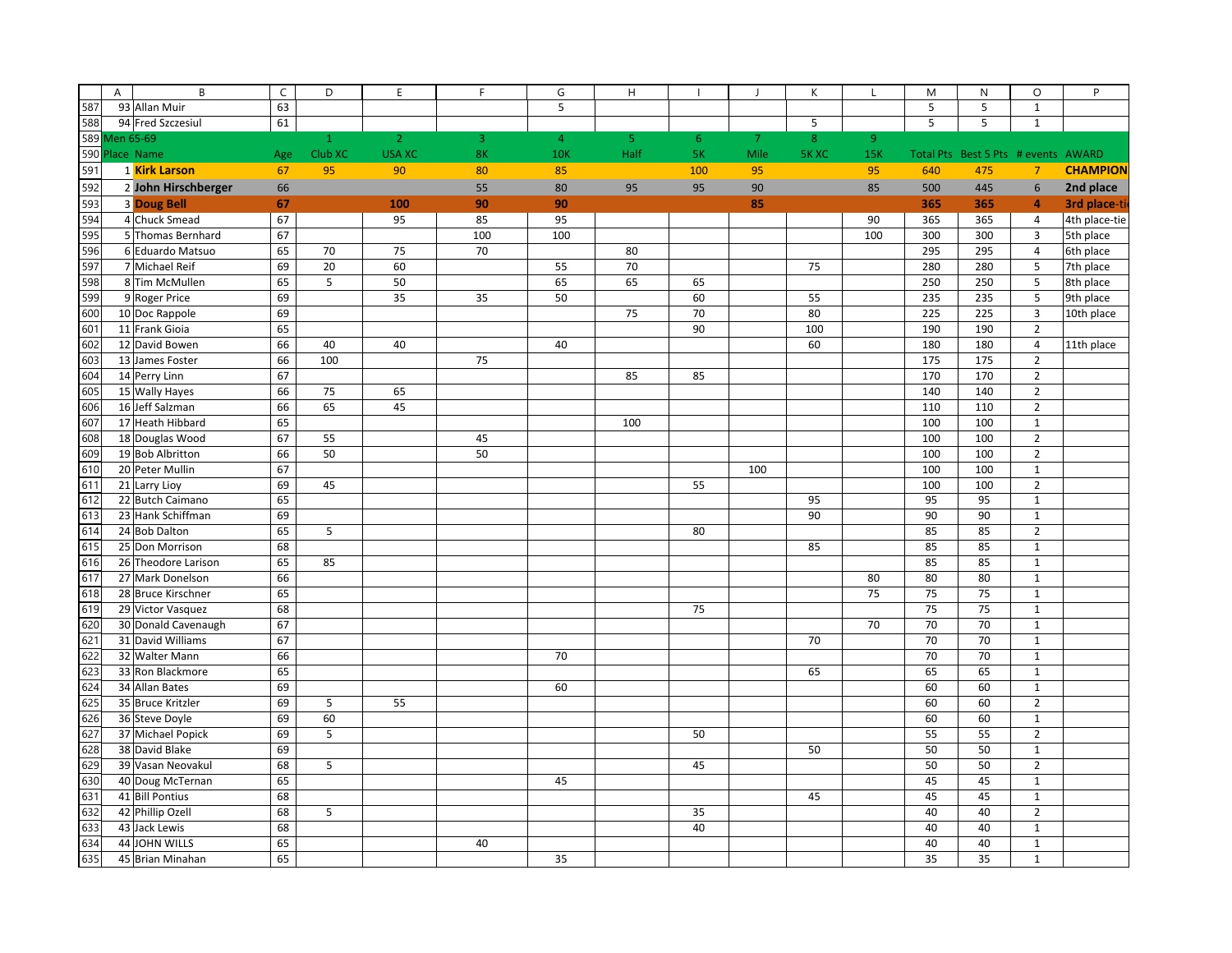| | A | B | C | D | E | F | G | H | I | J | K | L | M | N | O | P |
|---|---|---|---|---|---|---|---|---|---|---|---|---|---|---|---|---|
| 587 | 93 | Allan Muir | 63 | | | | 5 | | | | | | 5 | 5 | 1 | |
| 588 | 94 | Fred Szczesiul | 61 | | | | | | | | 5 | | 5 | 5 | 1 | |
| 589 | Men 65-69 | | | 1 | 2 | 3 | 4 | 5 | 6 | 7 | 8 | 9 | | | | |
| 590 | Place | Name | Age | Club XC | USA XC | 8K | 10K | Half | 5K | Mile | 5K XC | 15K | Total Pts | Best 5 Pts | # events | AWARD |
| 591 | 1 | **Kirk Larson** | 67 | 95 | 90 | 80 | 85 | | 100 | 95 | | 95 | 640 | 475 | 7 | **CHAMPION** |
| 592 | 2 | **John Hirschberger** | 66 | | | 55 | 80 | 95 | 95 | 90 | | 85 | 500 | 445 | 6 | **2nd place** |
| 593 | 3 | **Doug Bell** | **67** | | **100** | **90** | **90** | | | **85** | | | **365** | **365** | **4** | **3rd place-ti** |
| 594 | 4 | Chuck Smead | 67 | | 95 | 85 | 95 | | | | | 90 | 365 | 365 | 4 | 4th place-tie |
| 595 | 5 | Thomas Bernhard | 67 | | | 100 | 100 | | | | | 100 | 300 | 300 | 3 | 5th place |
| 596 | 6 | Eduardo Matsuo | 65 | 70 | 75 | 70 | | 80 | | | | | 295 | 295 | 4 | 6th place |
| 597 | 7 | Michael Reif | 69 | 20 | 60 | | 55 | 70 | | | 75 | | 280 | 280 | 5 | 7th place |
| 598 | 8 | Tim McMullen | 65 | 5 | 50 | | 65 | 65 | 65 | | | | 250 | 250 | 5 | 8th place |
| 599 | 9 | Roger Price | 69 | | 35 | 35 | 50 | | 60 | | 55 | | 235 | 235 | 5 | 9th place |
| 600 | 10 | Doc Rappole | 69 | | | | | 75 | 70 | | 80 | | 225 | 225 | 3 | 10th place |
| 601 | 11 | Frank Gioia | 65 | | | | | | 90 | | 100 | | 190 | 190 | 2 | |
| 602 | 12 | David Bowen | 66 | 40 | 40 | | 40 | | | | 60 | | 180 | 180 | 4 | 11th place |
| 603 | 13 | James Foster | 66 | 100 | | 75 | | | | | | | 175 | 175 | 2 | |
| 604 | 14 | Perry Linn | 67 | | | | | 85 | 85 | | | | 170 | 170 | 2 | |
| 605 | 15 | Wally Hayes | 66 | 75 | 65 | | | | | | | | 140 | 140 | 2 | |
| 606 | 16 | Jeff Salzman | 66 | 65 | 45 | | | | | | | | 110 | 110 | 2 | |
| 607 | 17 | Heath Hibbard | 65 | | | | | 100 | | | | | 100 | 100 | 1 | |
| 608 | 18 | Douglas Wood | 67 | 55 | | 45 | | | | | | | 100 | 100 | 2 | |
| 609 | 19 | Bob Albritton | 66 | 50 | | 50 | | | | | | | 100 | 100 | 2 | |
| 610 | 20 | Peter Mullin | 67 | | | | | | | 100 | | | 100 | 100 | 1 | |
| 611 | 21 | Larry Lioy | 69 | 45 | | | | | 55 | | | | 100 | 100 | 2 | |
| 612 | 22 | Butch Caimano | 65 | | | | | | | | 95 | | 95 | 95 | 1 | |
| 613 | 23 | Hank Schiffman | 69 | | | | | | | | 90 | | 90 | 90 | 1 | |
| 614 | 24 | Bob Dalton | 65 | 5 | | | | | 80 | | | | 85 | 85 | 2 | |
| 615 | 25 | Don Morrison | 68 | | | | | | | | 85 | | 85 | 85 | 1 | |
| 616 | 26 | Theodore Larison | 65 | 85 | | | | | | | | | 85 | 85 | 1 | |
| 617 | 27 | Mark Donelson | 66 | | | | | | | | | 80 | 80 | 80 | 1 | |
| 618 | 28 | Bruce Kirschner | 65 | | | | | | | | | 75 | 75 | 75 | 1 | |
| 619 | 29 | Victor Vasquez | 68 | | | | | | 75 | | | | 75 | 75 | 1 | |
| 620 | 30 | Donald Cavenaugh | 67 | | | | | | | | | 70 | 70 | 70 | 1 | |
| 621 | 31 | David Williams | 67 | | | | | | | | 70 | | 70 | 70 | 1 | |
| 622 | 32 | Walter Mann | 66 | | | | 70 | | | | | | 70 | 70 | 1 | |
| 623 | 33 | Ron Blackmore | 65 | | | | | | | | 65 | | 65 | 65 | 1 | |
| 624 | 34 | Allan Bates | 69 | | | | 60 | | | | | | 60 | 60 | 1 | |
| 625 | 35 | Bruce Kritzler | 69 | 5 | 55 | | | | | | | | 60 | 60 | 2 | |
| 626 | 36 | Steve Doyle | 69 | 60 | | | | | | | | | 60 | 60 | 1 | |
| 627 | 37 | Michael Popick | 69 | 5 | | | | | 50 | | | | 55 | 55 | 2 | |
| 628 | 38 | David Blake | 69 | | | | | | | | 50 | | 50 | 50 | 1 | |
| 629 | 39 | Vasan Neovakul | 68 | 5 | | | | | 45 | | | | 50 | 50 | 2 | |
| 630 | 40 | Doug McTernan | 65 | | | | 45 | | | | | | 45 | 45 | 1 | |
| 631 | 41 | Bill Pontius | 68 | | | | | | | | 45 | | 45 | 45 | 1 | |
| 632 | 42 | Phillip Ozell | 68 | 5 | | | | | 35 | | | | 40 | 40 | 2 | |
| 633 | 43 | Jack Lewis | 68 | | | | | | 40 | | | | 40 | 40 | 1 | |
| 634 | 44 | JOHN WILLS | 65 | | | 40 | | | | | | | 40 | 40 | 1 | |
| 635 | 45 | Brian Minahan | 65 | | | | 35 | | | | | | 35 | 35 | 1 | |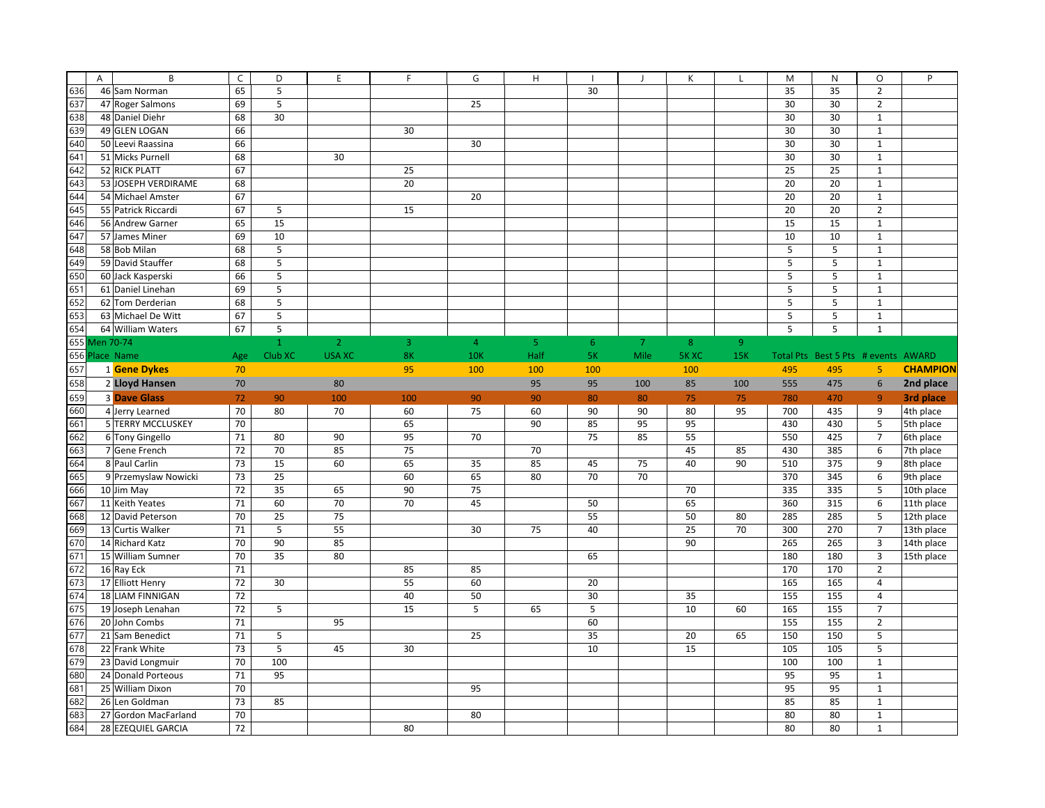| | A | B | C | D | E | F | G | H | I | J | K | L | M | N | O | P |
|---|---|---|---|---|---|---|---|---|---|---|---|---|---|---|---|---|
| 636 | 46 | Sam Norman | 65 | 5 | | | | | 30 | | | | 35 | 35 | 2 | |
| 637 | 47 | Roger Salmons | 69 | 5 | | | 25 | | | | | | 30 | 30 | 2 | |
| 638 | 48 | Daniel Diehr | 68 | 30 | | | | | | | | | 30 | 30 | 1 | |
| 639 | 49 | GLEN LOGAN | 66 | | | 30 | | | | | | | 30 | 30 | 1 | |
| 640 | 50 | Leevi Raassina | 66 | | | | 30 | | | | | | 30 | 30 | 1 | |
| 641 | 51 | Micks Purnell | 68 | | 30 | | | | | | | | 30 | 30 | 1 | |
| 642 | 52 | RICK PLATT | 67 | | | 25 | | | | | | | 25 | 25 | 1 | |
| 643 | 53 | JOSEPH VERDIRAME | 68 | | | 20 | | | | | | | 20 | 20 | 1 | |
| 644 | 54 | Michael Amster | 67 | | | | 20 | | | | | | 20 | 20 | 1 | |
| 645 | 55 | Patrick Riccardi | 67 | 5 | | 15 | | | | | | | 20 | 20 | 2 | |
| 646 | 56 | Andrew Garner | 65 | 15 | | | | | | | | | 15 | 15 | 1 | |
| 647 | 57 | James Miner | 69 | 10 | | | | | | | | | 10 | 10 | 1 | |
| 648 | 58 | Bob Milan | 68 | 5 | | | | | | | | | 5 | 5 | 1 | |
| 649 | 59 | David Stauffer | 68 | 5 | | | | | | | | | 5 | 5 | 1 | |
| 650 | 60 | Jack Kasperski | 66 | 5 | | | | | | | | | 5 | 5 | 1 | |
| 651 | 61 | Daniel Linehan | 69 | 5 | | | | | | | | | 5 | 5 | 1 | |
| 652 | 62 | Tom Derderian | 68 | 5 | | | | | | | | | 5 | 5 | 1 | |
| 653 | 63 | Michael De Witt | 67 | 5 | | | | | | | | | 5 | 5 | 1 | |
| 654 | 64 | William Waters | 67 | 5 | | | | | | | | | 5 | 5 | 1 | |
| 655 | Men 70-74 | | | 1 | 2 | 3 | 4 | 5 | 6 | 7 | 8 | 9 | | | | |
| 656 | Place | Name | Age | Club XC | USA XC | 8K | 10K | Half | 5K | Mile | 5K XC | 15K | Total Pts | Best 5 Pts | # events | AWARD |
| 657 | 1 | **Gene Dykes** | 70 | | | 95 | 100 | 100 | 100 | | 100 | | 495 | 495 | 5 | **CHAMPION** |
| 658 | 2 | **Lloyd Hansen** | 70 | | 80 | | | 95 | 95 | 100 | 85 | 100 | 555 | 475 | 6 | **2nd place** |
| 659 | 3 | **Dave Glass** | 72 | 90 | 100 | 100 | 90 | 90 | 80 | 80 | 75 | 75 | 780 | 470 | 9 | **3rd place** |
| 660 | 4 | Jerry Learned | 70 | 80 | 70 | 60 | 75 | 60 | 90 | 90 | 80 | 95 | 700 | 435 | 9 | 4th place |
| 661 | 5 | TERRY MCCLUSKEY | 70 | | | 65 | | 90 | 85 | 95 | 95 | | 430 | 430 | 5 | 5th place |
| 662 | 6 | Tony Gingello | 71 | 80 | 90 | 95 | 70 | | 75 | 85 | 55 | | 550 | 425 | 7 | 6th place |
| 663 | 7 | Gene French | 72 | 70 | 85 | 75 | | 70 | | | 45 | 85 | 430 | 385 | 6 | 7th place |
| 664 | 8 | Paul Carlin | 73 | 15 | 60 | 65 | 35 | 85 | 45 | 75 | 40 | 90 | 510 | 375 | 9 | 8th place |
| 665 | 9 | Przemyslaw Nowicki | 73 | 25 | | 60 | 65 | 80 | 70 | 70 | | | 370 | 345 | 6 | 9th place |
| 666 | 10 | Jim May | 72 | 35 | 65 | 90 | 75 | | | | 70 | | 335 | 335 | 5 | 10th place |
| 667 | 11 | Keith Yeates | 71 | 60 | 70 | 70 | 45 | | 50 | | 65 | | 360 | 315 | 6 | 11th place |
| 668 | 12 | David Peterson | 70 | 25 | 75 | | | | 55 | | 50 | 80 | 285 | 285 | 5 | 12th place |
| 669 | 13 | Curtis Walker | 71 | 5 | 55 | | 30 | 75 | 40 | | 25 | 70 | 300 | 270 | 7 | 13th place |
| 670 | 14 | Richard Katz | 70 | 90 | 85 | | | | | | 90 | | 265 | 265 | 3 | 14th place |
| 671 | 15 | William Sumner | 70 | 35 | 80 | | | | 65 | | | | 180 | 180 | 3 | 15th place |
| 672 | 16 | Ray Eck | 71 | | | 85 | 85 | | | | | | 170 | 170 | 2 | |
| 673 | 17 | Elliott Henry | 72 | 30 | | 55 | 60 | | 20 | | | | 165 | 165 | 4 | |
| 674 | 18 | LIAM FINNIGAN | 72 | | | 40 | 50 | | 30 | | 35 | | 155 | 155 | 4 | |
| 675 | 19 | Joseph Lenahan | 72 | 5 | | 15 | 5 | 65 | 5 | | 10 | 60 | 165 | 155 | 7 | |
| 676 | 20 | John Combs | 71 | | 95 | | | | 60 | | | | 155 | 155 | 2 | |
| 677 | 21 | Sam Benedict | 71 | 5 | | | 25 | | 35 | | 20 | 65 | 150 | 150 | 5 | |
| 678 | 22 | Frank White | 73 | 5 | 45 | 30 | | | 10 | | 15 | | 105 | 105 | 5 | |
| 679 | 23 | David Longmuir | 70 | 100 | | | | | | | | | 100 | 100 | 1 | |
| 680 | 24 | Donald Porteous | 71 | 95 | | | | | | | | | 95 | 95 | 1 | |
| 681 | 25 | William Dixon | 70 | | | | 95 | | | | | | 95 | 95 | 1 | |
| 682 | 26 | Len Goldman | 73 | 85 | | | | | | | | | 85 | 85 | 1 | |
| 683 | 27 | Gordon MacFarland | 70 | | | | 80 | | | | | | 80 | 80 | 1 | |
| 684 | 28 | EZEQUIEL GARCIA | 72 | | | 80 | | | | | | | 80 | 80 | 1 | |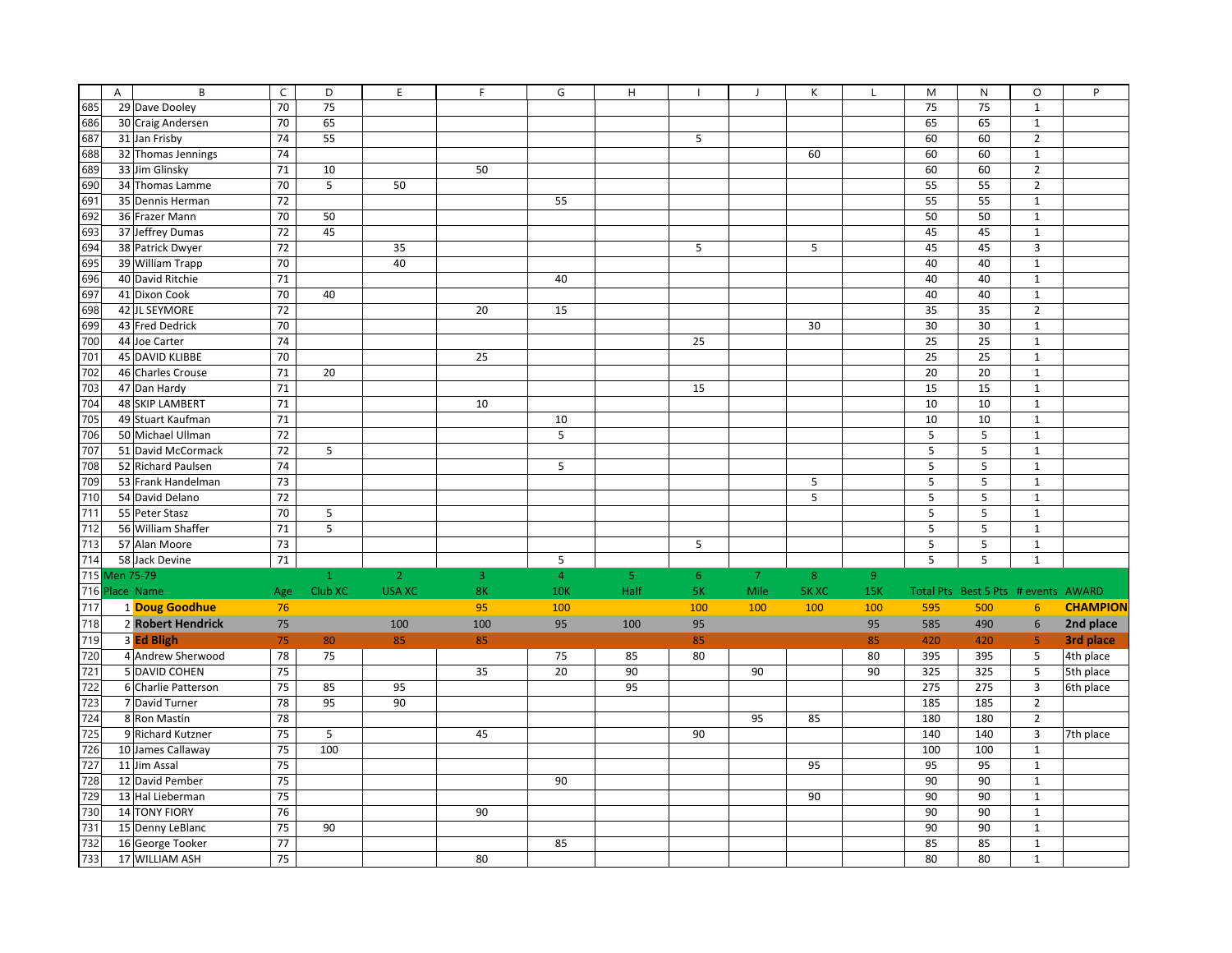| | A | B | C | D | E | F | G | H | I | J | K | L | M | N | O | P |
|---|---|---|---|---|---|---|---|---|---|---|---|---|---|---|---|---|
| 685 | 29 | Dave Dooley | 70 | 75 | | | | | | | | | 75 | 75 | 1 | |
| 686 | 30 | Craig Andersen | 70 | 65 | | | | | | | | | 65 | 65 | 1 | |
| 687 | 31 | Jan Frisby | 74 | 55 | | | | | 5 | | | | 60 | 60 | 2 | |
| 688 | 32 | Thomas Jennings | 74 | | | | | | | | 60 | | 60 | 60 | 1 | |
| 689 | 33 | Jim Glinsky | 71 | 10 | | 50 | | | | | | | 60 | 60 | 2 | |
| 690 | 34 | Thomas Lamme | 70 | 5 | 50 | | | | | | | | 55 | 55 | 2 | |
| 691 | 35 | Dennis Herman | 72 | | | | 55 | | | | | | 55 | 55 | 1 | |
| 692 | 36 | Frazer Mann | 70 | 50 | | | | | | | | | 50 | 50 | 1 | |
| 693 | 37 | Jeffrey Dumas | 72 | 45 | | | | | | | | | 45 | 45 | 1 | |
| 694 | 38 | Patrick Dwyer | 72 | | 35 | | | | 5 | | 5 | | 45 | 45 | 3 | |
| 695 | 39 | William Trapp | 70 | | 40 | | | | | | | | 40 | 40 | 1 | |
| 696 | 40 | David Ritchie | 71 | | | | 40 | | | | | | 40 | 40 | 1 | |
| 697 | 41 | Dixon Cook | 70 | 40 | | | | | | | | | 40 | 40 | 1 | |
| 698 | 42 | JL SEYMORE | 72 | | | 20 | 15 | | | | | | 35 | 35 | 2 | |
| 699 | 43 | Fred Dedrick | 70 | | | | | | | | 30 | | 30 | 30 | 1 | |
| 700 | 44 | Joe Carter | 74 | | | | | | 25 | | | | 25 | 25 | 1 | |
| 701 | 45 | DAVID KLIBBE | 70 | | | 25 | | | | | | | 25 | 25 | 1 | |
| 702 | 46 | Charles Crouse | 71 | 20 | | | | | | | | | 20 | 20 | 1 | |
| 703 | 47 | Dan Hardy | 71 | | | | | | 15 | | | | 15 | 15 | 1 | |
| 704 | 48 | SKIP LAMBERT | 71 | | | 10 | | | | | | | 10 | 10 | 1 | |
| 705 | 49 | Stuart Kaufman | 71 | | | | 10 | | | | | | 10 | 10 | 1 | |
| 706 | 50 | Michael Ullman | 72 | | | | 5 | | | | | | 5 | 5 | 1 | |
| 707 | 51 | David McCormack | 72 | 5 | | | | | | | | | 5 | 5 | 1 | |
| 708 | 52 | Richard Paulsen | 74 | | | | 5 | | | | | | 5 | 5 | 1 | |
| 709 | 53 | Frank Handelman | 73 | | | | | | | | 5 | | 5 | 5 | 1 | |
| 710 | 54 | David Delano | 72 | | | | | | | | 5 | | 5 | 5 | 1 | |
| 711 | 55 | Peter Stasz | 70 | 5 | | | | | | | | | 5 | 5 | 1 | |
| 712 | 56 | William Shaffer | 71 | 5 | | | | | | | | | 5 | 5 | 1 | |
| 713 | 57 | Alan Moore | 73 | | | | | | 5 | | | | 5 | 5 | 1 | |
| 714 | 58 | Jack Devine | 71 | | | | 5 | | | | | | 5 | 5 | 1 | |
| 715 | Men 75-79 | | | 1 | 2 | 3 | 4 | 5 | 6 | 7 | 8 | 9 | | | | |
| 716 | Place | Name | Age | Club XC | USA XC | 8K | 10K | Half | 5K | Mile | 5K XC | 15K | Total Pts | Best 5 Pts | # events | AWARD |
| 717 | 1 | **Doug Goodhue** | 76 | | | 95 | 100 | | 100 | 100 | 100 | 100 | 595 | 500 | 6 | **CHAMPION** |
| 718 | 2 | **Robert Hendrick** | 75 | | 100 | 100 | 95 | 100 | 95 | | | 95 | 585 | 490 | 6 | **2nd place** |
| 719 | 3 | **Ed Bligh** | 75 | 80 | 85 | 85 | | | 85 | | | 85 | 420 | 420 | 5 | **3rd place** |
| 720 | 4 | Andrew Sherwood | 78 | 75 | | | 75 | 85 | 80 | | | 80 | 395 | 395 | 5 | 4th place |
| 721 | 5 | DAVID COHEN | 75 | | | 35 | 20 | 90 | | 90 | | 90 | 325 | 325 | 5 | 5th place |
| 722 | 6 | Charlie Patterson | 75 | 85 | 95 | | | 95 | | | | | 275 | 275 | 3 | 6th place |
| 723 | 7 | David Turner | 78 | 95 | 90 | | | | | | | | 185 | 185 | 2 | |
| 724 | 8 | Ron Mastin | 78 | | | | | | | 95 | 85 | | 180 | 180 | 2 | |
| 725 | 9 | Richard Kutzner | 75 | 5 | | 45 | | | 90 | | | | 140 | 140 | 3 | 7th place |
| 726 | 10 | James Callaway | 75 | 100 | | | | | | | | | 100 | 100 | 1 | |
| 727 | 11 | Jim Assal | 75 | | | | | | | | 95 | | 95 | 95 | 1 | |
| 728 | 12 | David Pember | 75 | | | | 90 | | | | | | 90 | 90 | 1 | |
| 729 | 13 | Hal Lieberman | 75 | | | | | | | | 90 | | 90 | 90 | 1 | |
| 730 | 14 | TONY FIORY | 76 | | | 90 | | | | | | | 90 | 90 | 1 | |
| 731 | 15 | Denny LeBlanc | 75 | 90 | | | | | | | | | 90 | 90 | 1 | |
| 732 | 16 | George Tooker | 77 | | | | 85 | | | | | | 85 | 85 | 1 | |
| 733 | 17 | WILLIAM ASH | 75 | | | 80 | | | | | | | 80 | 80 | 1 | |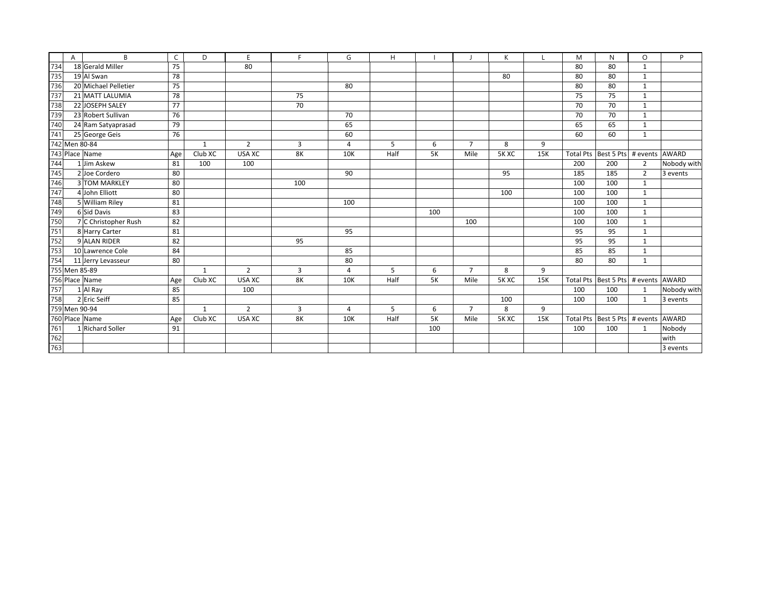| | A | B | C | D | E | F | G | H | I | J | K | L | M | N | O | P |
|---|---|---|---|---|---|---|---|---|---|---|---|---|---|---|---|---|
| 734 | 18 | Gerald Miller | 75 | | 80 | | | | | | | | 80 | 80 | 1 | |
| 735 | 19 | Al Swan | 78 | | | | | | | | 80 | | 80 | 80 | 1 | |
| 736 | 20 | Michael Pelletier | 75 | | | | 80 | | | | | | 80 | 80 | 1 | |
| 737 | 21 | MATT LALUMIA | 78 | | | 75 | | | | | | | 75 | 75 | 1 | |
| 738 | 22 | JOSEPH SALEY | 77 | | | 70 | | | | | | | 70 | 70 | 1 | |
| 739 | 23 | Robert Sullivan | 76 | | | | 70 | | | | | | 70 | 70 | 1 | |
| 740 | 24 | Ram Satyaprasad | 79 | | | | 65 | | | | | | 65 | 65 | 1 | |
| 741 | 25 | George Geis | 76 | | | | 60 | | | | | | 60 | 60 | 1 | |
| 742 | Men 80-84 | | | 1 | 2 | 3 | 4 | 5 | 6 | 7 | 8 | 9 | | | | |
| 743 | Place | Name | Age | Club XC | USA XC | 8K | 10K | Half | 5K | Mile | 5K XC | 15K | Total Pts | Best 5 Pts | # events | AWARD |
| 744 | 1 | Jim Askew | 81 | 100 | 100 | | | | | | | | 200 | 200 | 2 | Nobody with |
| 745 | 2 | Joe Cordero | 80 | | | | 90 | | | | 95 | | 185 | 185 | 2 | 3 events |
| 746 | 3 | TOM MARKLEY | 80 | | | 100 | | | | | | | 100 | 100 | 1 | |
| 747 | 4 | John Elliott | 80 | | | | | | | | 100 | | 100 | 100 | 1 | |
| 748 | 5 | William Riley | 81 | | | | 100 | | | | | | 100 | 100 | 1 | |
| 749 | 6 | Sid Davis | 83 | | | | | | 100 | | | | 100 | 100 | 1 | |
| 750 | 7 | C Christopher Rush | 82 | | | | | | | 100 | | | 100 | 100 | 1 | |
| 751 | 8 | Harry Carter | 81 | | | | 95 | | | | | | 95 | 95 | 1 | |
| 752 | 9 | ALAN RIDER | 82 | | | 95 | | | | | | | 95 | 95 | 1 | |
| 753 | 10 | Lawrence Cole | 84 | | | | 85 | | | | | | 85 | 85 | 1 | |
| 754 | 11 | Jerry Levasseur | 80 | | | | 80 | | | | | | 80 | 80 | 1 | |
| 755 | Men 85-89 | | | 1 | 2 | 3 | 4 | 5 | 6 | 7 | 8 | 9 | | | | |
| 756 | Place | Name | Age | Club XC | USA XC | 8K | 10K | Half | 5K | Mile | 5K XC | 15K | Total Pts | Best 5 Pts | # events | AWARD |
| 757 | 1 | Al Ray | 85 | | 100 | | | | | | | | 100 | 100 | 1 | Nobody with |
| 758 | 2 | Eric Seiff | 85 | | | | | | | | 100 | | 100 | 100 | 1 | 3 events |
| 759 | Men 90-94 | | | 1 | 2 | 3 | 4 | 5 | 6 | 7 | 8 | 9 | | | | |
| 760 | Place | Name | Age | Club XC | USA XC | 8K | 10K | Half | 5K | Mile | 5K XC | 15K | Total Pts | Best 5 Pts | # events | AWARD |
| 761 | 1 | Richard Soller | 91 | | | | | | 100 | | | | 100 | 100 | 1 | Nobody |
| 762 | | | | | | | | | | | | | | | | with |
| 763 | | | | | | | | | | | | | | | | 3 events |